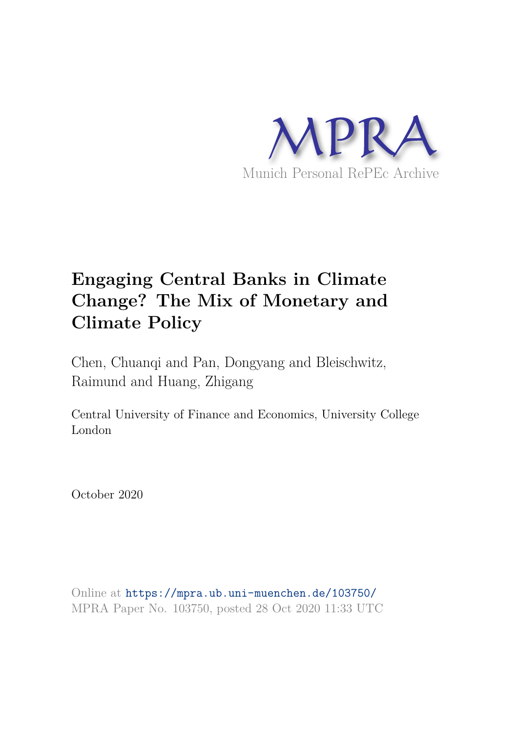MPRA

Munich Personal RePEc Archive

# Engaging Central Banks in Climate Change? The Mix of Monetary and Climate Policy

Chen, Chuanqi and Pan, Dongyang and Bleischwitz, Raimund and Huang, Zhigang

Central University of Finance and Economics, University College London

October 2020

Online at https://mpra.ub.uni-muenchen.de/103750/
MPRA Paper No. 103750, posted 28 Oct 2020 11:33 UTC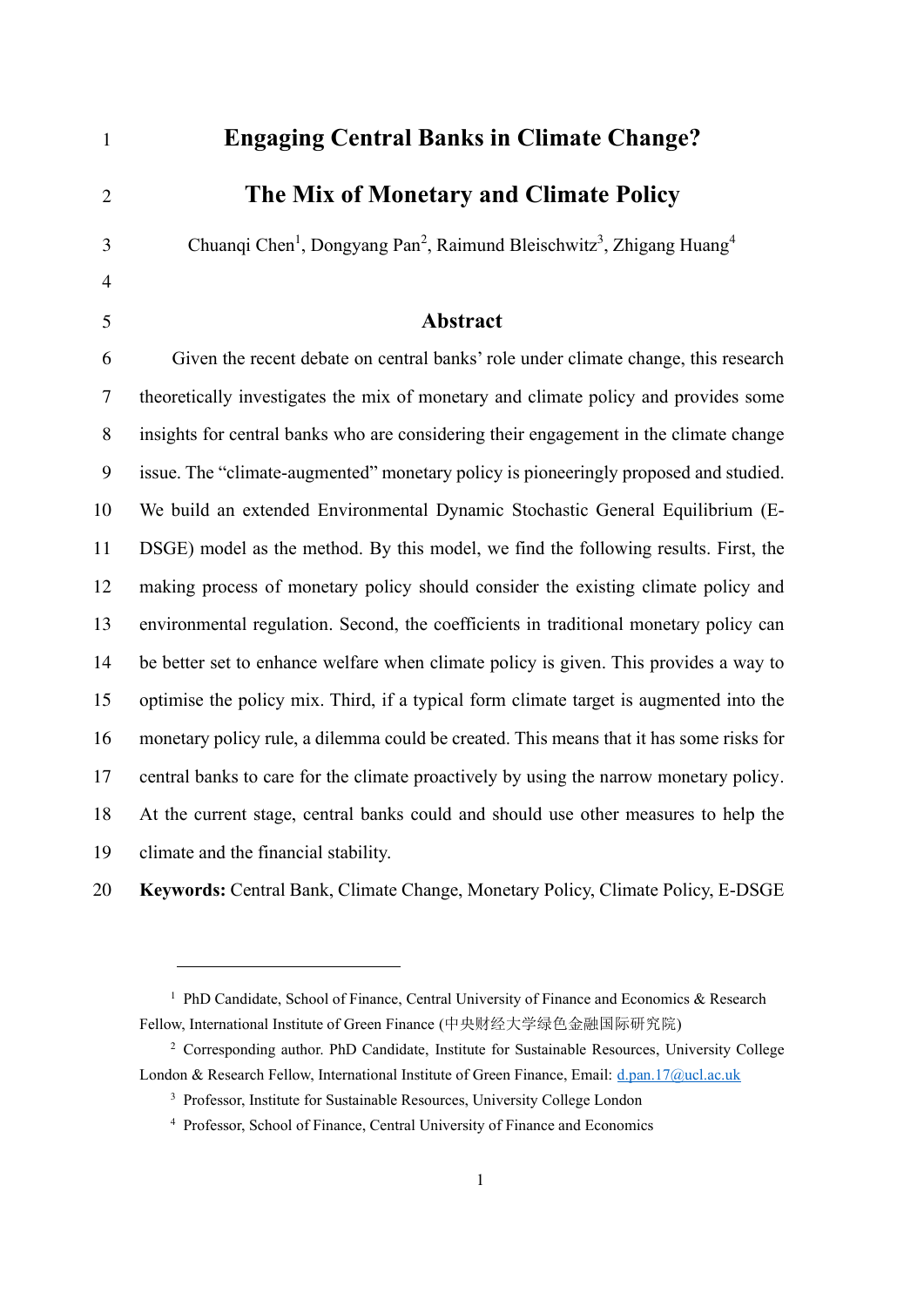# Engaging Central Banks in Climate Change? The Mix of Monetary and Climate Policy

Chuanqi Chen[1], Dongyang Pan[2], Raimund Bleischwitz[3], Zhigang Huang[4]

## Abstract

Given the recent debate on central banks' role under climate change, this research theoretically investigates the mix of monetary and climate policy and provides some insights for central banks who are considering their engagement in the climate change issue. The "climate-augmented" monetary policy is pioneeringly proposed and studied. We build an extended Environmental Dynamic Stochastic General Equilibrium (E-DSGE) model as the method. By this model, we find the following results. First, the making process of monetary policy should consider the existing climate policy and environmental regulation. Second, the coefficients in traditional monetary policy can be better set to enhance welfare when climate policy is given. This provides a way to optimise the policy mix. Third, if a typical form climate target is augmented into the monetary policy rule, a dilemma could be created. This means that it has some risks for central banks to care for the climate proactively by using the narrow monetary policy. At the current stage, central banks could and should use other measures to help the climate and the financial stability.

**Keywords:** Central Bank, Climate Change, Monetary Policy, Climate Policy, E-DSGE

---

[1] PhD Candidate, School of Finance, Central University of Finance and Economics & Research Fellow, International Institute of Green Finance (中央财经大学绿色金融国际研究院)

[2] Corresponding author. PhD Candidate, Institute for Sustainable Resources, University College London & Research Fellow, International Institute of Green Finance, Email: d.pan.17@ucl.ac.uk

[3] Professor, Institute for Sustainable Resources, University College London

[4] Professor, School of Finance, Central University of Finance and Economics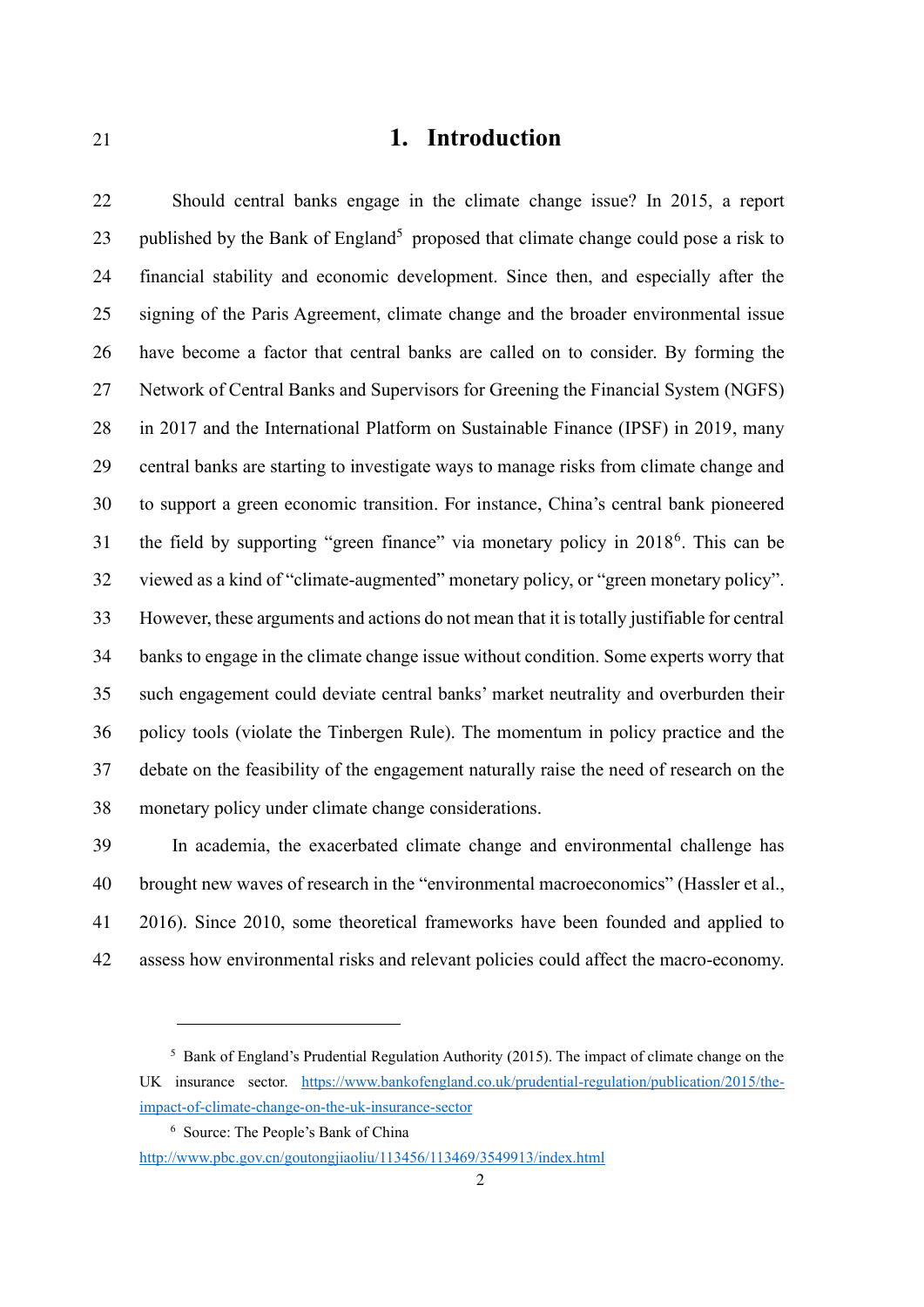# 1. Introduction

Should central banks engage in the climate change issue? In 2015, a report published by the Bank of England[5] proposed that climate change could pose a risk to financial stability and economic development. Since then, and especially after the signing of the Paris Agreement, climate change and the broader environmental issue have become a factor that central banks are called on to consider. By forming the Network of Central Banks and Supervisors for Greening the Financial System (NGFS) in 2017 and the International Platform on Sustainable Finance (IPSF) in 2019, many central banks are starting to investigate ways to manage risks from climate change and to support a green economic transition. For instance, China's central bank pioneered the field by supporting "green finance" via monetary policy in 2018[6]. This can be viewed as a kind of "climate-augmented" monetary policy, or "green monetary policy". However, these arguments and actions do not mean that it is totally justifiable for central banks to engage in the climate change issue without condition. Some experts worry that such engagement could deviate central banks' market neutrality and overburden their policy tools (violate the Tinbergen Rule). The momentum in policy practice and the debate on the feasibility of the engagement naturally raise the need of research on the monetary policy under climate change considerations.

In academia, the exacerbated climate change and environmental challenge has brought new waves of research in the "environmental macroeconomics" (Hassler et al., 2016). Since 2010, some theoretical frameworks have been founded and applied to assess how environmental risks and relevant policies could affect the macro-economy.

---

[5] Bank of England's Prudential Regulation Authority (2015). The impact of climate change on the UK insurance sector. https://www.bankofengland.co.uk/prudential-regulation/publication/2015/the-impact-of-climate-change-on-the-uk-insurance-sector

[6] Source: The People's Bank of China http://www.pbc.gov.cn/goutongjiaoliu/113456/113469/3549913/index.html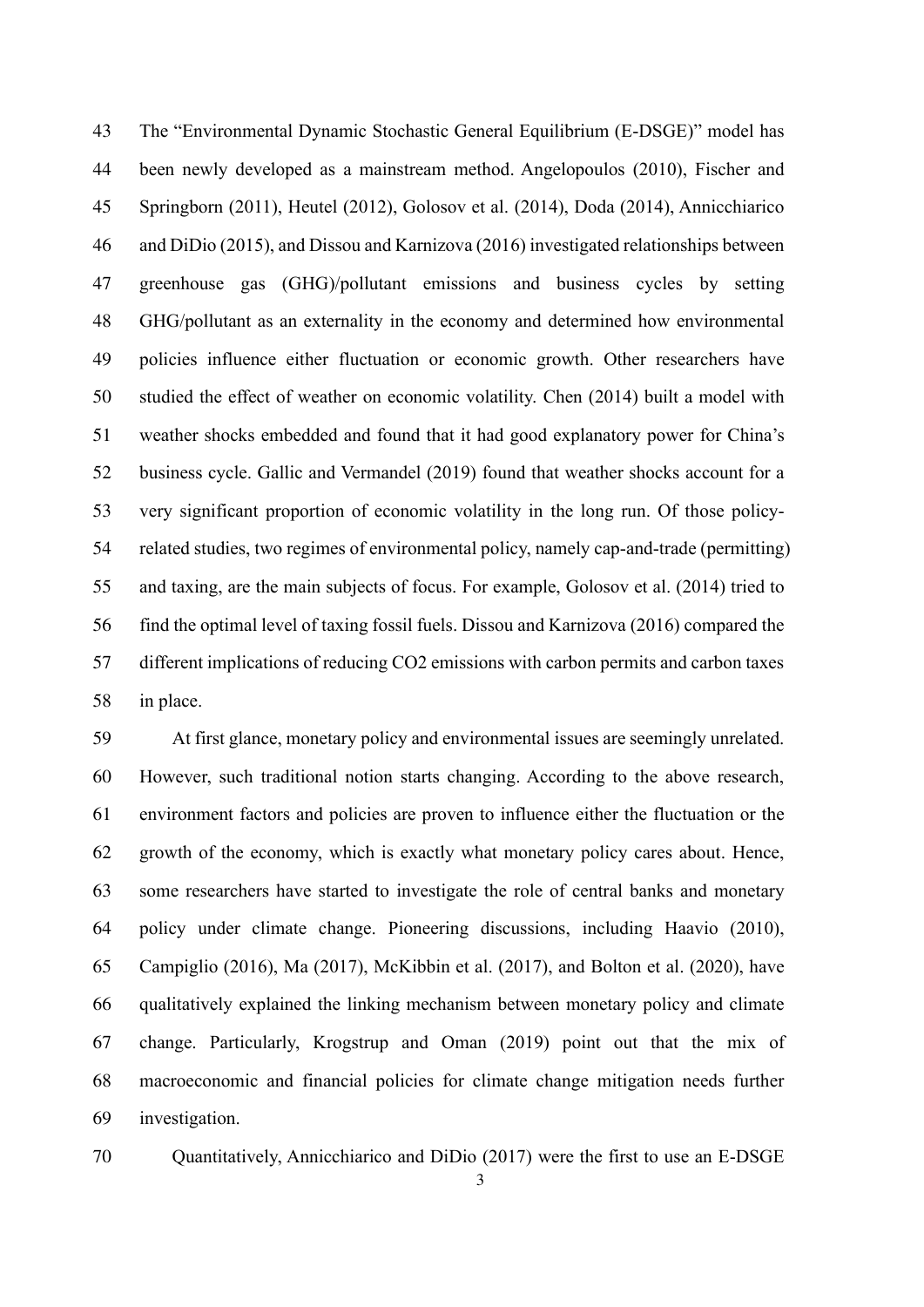The "Environmental Dynamic Stochastic General Equilibrium (E-DSGE)" model has been newly developed as a mainstream method. Angelopoulos (2010), Fischer and Springborn (2011), Heutel (2012), Golosov et al. (2014), Doda (2014), Annicchiarico and DiDio (2015), and Dissou and Karnizova (2016) investigated relationships between greenhouse gas (GHG)/pollutant emissions and business cycles by setting GHG/pollutant as an externality in the economy and determined how environmental policies influence either fluctuation or economic growth. Other researchers have studied the effect of weather on economic volatility. Chen (2014) built a model with weather shocks embedded and found that it had good explanatory power for China's business cycle. Gallic and Vermandel (2019) found that weather shocks account for a very significant proportion of economic volatility in the long run. Of those policy-related studies, two regimes of environmental policy, namely cap-and-trade (permitting) and taxing, are the main subjects of focus. For example, Golosov et al. (2014) tried to find the optimal level of taxing fossil fuels. Dissou and Karnizova (2016) compared the different implications of reducing $CO_2$ emissions with carbon permits and carbon taxes in place.

At first glance, monetary policy and environmental issues are seemingly unrelated. However, such traditional notion starts changing. According to the above research, environment factors and policies are proven to influence either the fluctuation or the growth of the economy, which is exactly what monetary policy cares about. Hence, some researchers have started to investigate the role of central banks and monetary policy under climate change. Pioneering discussions, including Haavio (2010), Campiglio (2016), Ma (2017), McKibbin et al. (2017), and Bolton et al. (2020), have qualitatively explained the linking mechanism between monetary policy and climate change. Particularly, Krogstrup and Oman (2019) point out that the mix of macroeconomic and financial policies for climate change mitigation needs further investigation.

Quantitatively, Annicchiarico and DiDio (2017) were the first to use an E-DSGE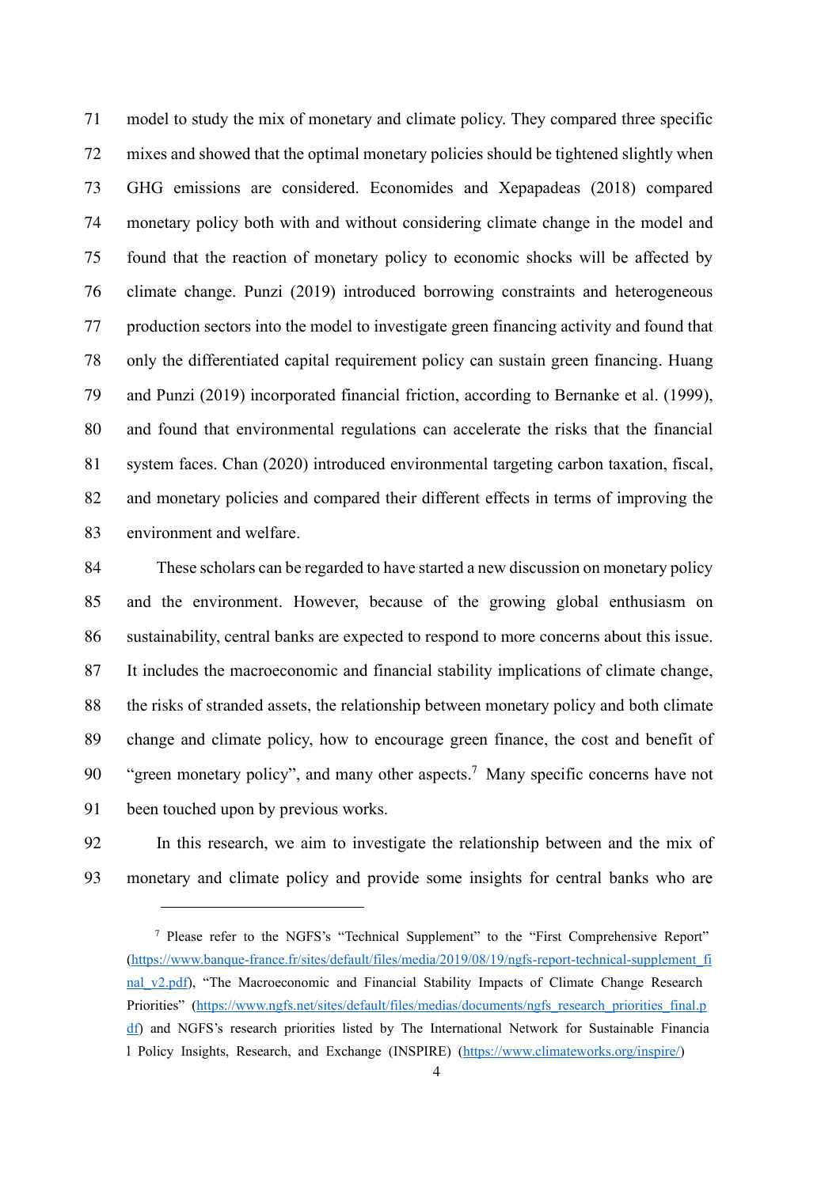model to study the mix of monetary and climate policy. They compared three specific mixes and showed that the optimal monetary policies should be tightened slightly when GHG emissions are considered. Economides and Xepapadeas (2018) compared monetary policy both with and without considering climate change in the model and found that the reaction of monetary policy to economic shocks will be affected by climate change. Punzi (2019) introduced borrowing constraints and heterogeneous production sectors into the model to investigate green financing activity and found that only the differentiated capital requirement policy can sustain green financing. Huang and Punzi (2019) incorporated financial friction, according to Bernanke et al. (1999), and found that environmental regulations can accelerate the risks that the financial system faces. Chan (2020) introduced environmental targeting carbon taxation, fiscal, and monetary policies and compared their different effects in terms of improving the environment and welfare.

These scholars can be regarded to have started a new discussion on monetary policy and the environment. However, because of the growing global enthusiasm on sustainability, central banks are expected to respond to more concerns about this issue. It includes the macroeconomic and financial stability implications of climate change, the risks of stranded assets, the relationship between monetary policy and both climate change and climate policy, how to encourage green finance, the cost and benefit of "green monetary policy", and many other aspects.[7] Many specific concerns have not been touched upon by previous works.

In this research, we aim to investigate the relationship between and the mix of monetary and climate policy and provide some insights for central banks who are

---

[7] Please refer to the NGFS's "Technical Supplement" to the "First Comprehensive Report" (https://www.banque-france.fr/sites/default/files/media/2019/08/19/ngfs-report-technical-supplement_final_v2.pdf), "The Macroeconomic and Financial Stability Impacts of Climate Change Research Priorities" (https://www.ngfs.net/sites/default/files/medias/documents/ngfs_research_priorities_final.pdf) and NGFS's research priorities listed by The International Network for Sustainable Financial Policy Insights, Research, and Exchange (INSPIRE) (https://www.climateworks.org/inspire/)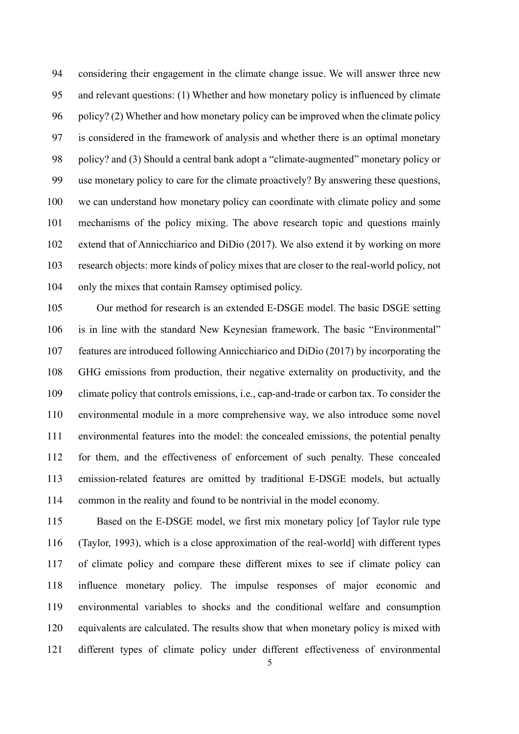considering their engagement in the climate change issue. We will answer three new and relevant questions: (1) Whether and how monetary policy is influenced by climate policy? (2) Whether and how monetary policy can be improved when the climate policy is considered in the framework of analysis and whether there is an optimal monetary policy? and (3) Should a central bank adopt a "climate-augmented" monetary policy or use monetary policy to care for the climate proactively? By answering these questions, we can understand how monetary policy can coordinate with climate policy and some mechanisms of the policy mixing. The above research topic and questions mainly extend that of Annicchiarico and DiDio (2017). We also extend it by working on more research objects: more kinds of policy mixes that are closer to the real-world policy, not only the mixes that contain Ramsey optimised policy.

Our method for research is an extended E-DSGE model. The basic DSGE setting is in line with the standard New Keynesian framework. The basic "Environmental" features are introduced following Annicchiarico and DiDio (2017) by incorporating the GHG emissions from production, their negative externality on productivity, and the climate policy that controls emissions, i.e., cap-and-trade or carbon tax. To consider the environmental module in a more comprehensive way, we also introduce some novel environmental features into the model: the concealed emissions, the potential penalty for them, and the effectiveness of enforcement of such penalty. These concealed emission-related features are omitted by traditional E-DSGE models, but actually common in the reality and found to be nontrivial in the model economy.

Based on the E-DSGE model, we first mix monetary policy [of Taylor rule type (Taylor, 1993), which is a close approximation of the real-world] with different types of climate policy and compare these different mixes to see if climate policy can influence monetary policy. The impulse responses of major economic and environmental variables to shocks and the conditional welfare and consumption equivalents are calculated. The results show that when monetary policy is mixed with different types of climate policy under different effectiveness of environmental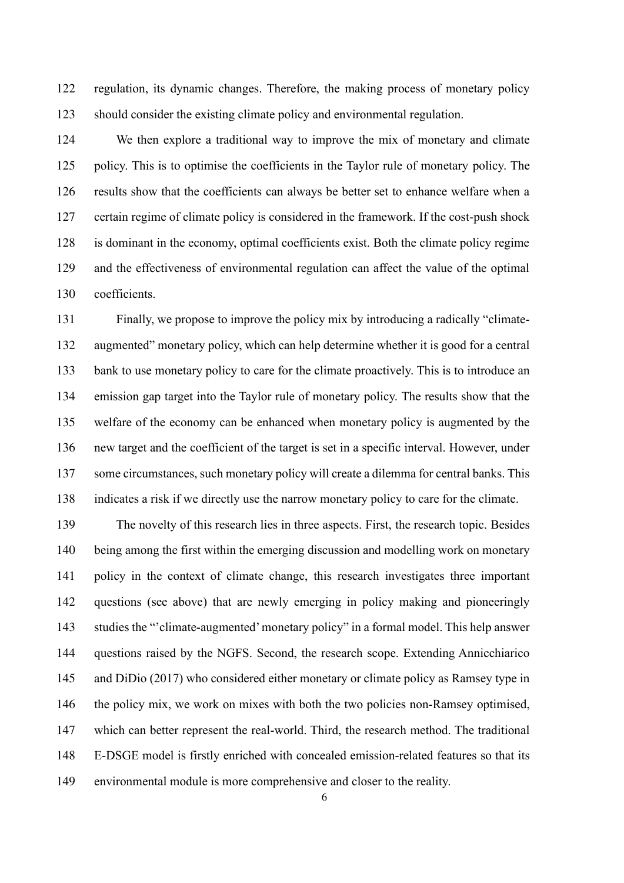regulation, its dynamic changes. Therefore, the making process of monetary policy should consider the existing climate policy and environmental regulation.

We then explore a traditional way to improve the mix of monetary and climate policy. This is to optimise the coefficients in the Taylor rule of monetary policy. The results show that the coefficients can always be better set to enhance welfare when a certain regime of climate policy is considered in the framework. If the cost-push shock is dominant in the economy, optimal coefficients exist. Both the climate policy regime and the effectiveness of environmental regulation can affect the value of the optimal coefficients.

Finally, we propose to improve the policy mix by introducing a radically "climate-augmented" monetary policy, which can help determine whether it is good for a central bank to use monetary policy to care for the climate proactively. This is to introduce an emission gap target into the Taylor rule of monetary policy. The results show that the welfare of the economy can be enhanced when monetary policy is augmented by the new target and the coefficient of the target is set in a specific interval. However, under some circumstances, such monetary policy will create a dilemma for central banks. This indicates a risk if we directly use the narrow monetary policy to care for the climate.

The novelty of this research lies in three aspects. First, the research topic. Besides being among the first within the emerging discussion and modelling work on monetary policy in the context of climate change, this research investigates three important questions (see above) that are newly emerging in policy making and pioneeringly studies the "'climate-augmented' monetary policy" in a formal model. This help answer questions raised by the NGFS. Second, the research scope. Extending Annicchiarico and DiDio (2017) who considered either monetary or climate policy as Ramsey type in the policy mix, we work on mixes with both the two policies non-Ramsey optimised, which can better represent the real-world. Third, the research method. The traditional E-DSGE model is firstly enriched with concealed emission-related features so that its environmental module is more comprehensive and closer to the reality.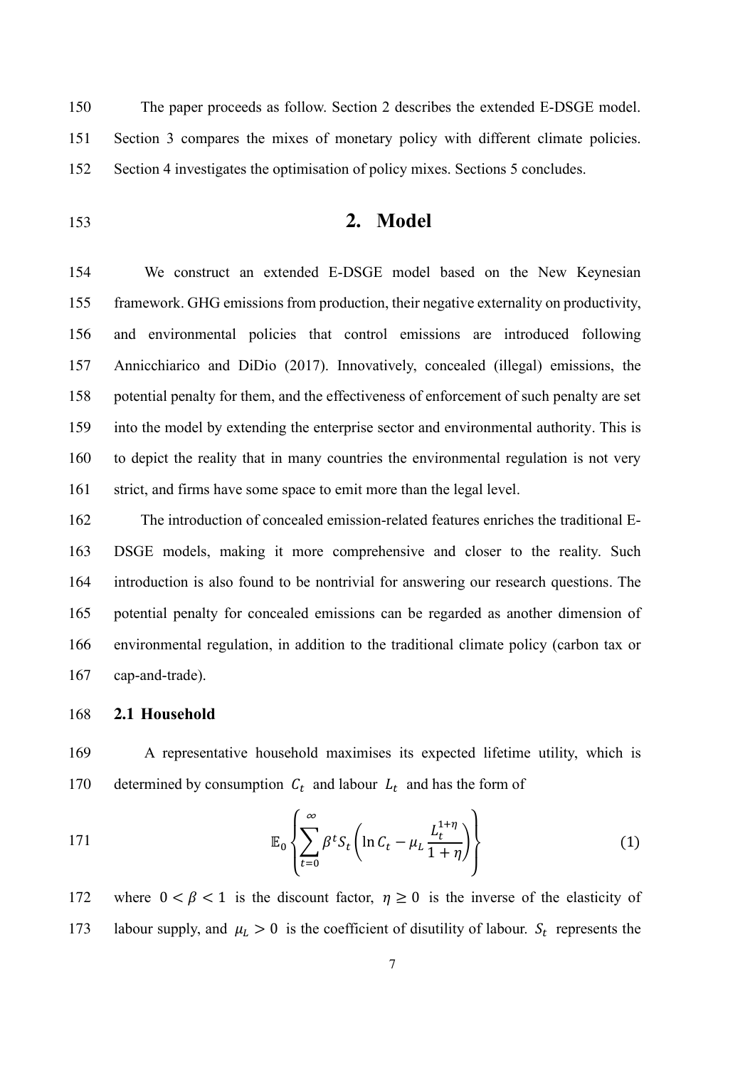The paper proceeds as follow. Section 2 describes the extended E-DSGE model. Section 3 compares the mixes of monetary policy with different climate policies. Section 4 investigates the optimisation of policy mixes. Sections 5 concludes.

## 2. Model

We construct an extended E-DSGE model based on the New Keynesian framework. GHG emissions from production, their negative externality on productivity, and environmental policies that control emissions are introduced following Annicchiarico and DiDio (2017). Innovatively, concealed (illegal) emissions, the potential penalty for them, and the effectiveness of enforcement of such penalty are set into the model by extending the enterprise sector and environmental authority. This is to depict the reality that in many countries the environmental regulation is not very strict, and firms have some space to emit more than the legal level.

The introduction of concealed emission-related features enriches the traditional E-DSGE models, making it more comprehensive and closer to the reality. Such introduction is also found to be nontrivial for answering our research questions. The potential penalty for concealed emissions can be regarded as another dimension of environmental regulation, in addition to the traditional climate policy (carbon tax or cap-and-trade).

### 2.1 Household

A representative household maximises its expected lifetime utility, which is determined by consumption $C_t$ and labour $L_t$ and has the form of

$$\mathbb{E}_0\left\{\sum_{t=0}^{\infty}\beta^t S_t\left(\ln C_t - \mu_L \frac{L_t^{1+\eta}}{1+\eta}\right)\right\} \tag{1}$$

where $0 < \beta < 1$ is the discount factor, $\eta \geq 0$ is the inverse of the elasticity of labour supply, and $\mu_L > 0$ is the coefficient of disutility of labour. $S_t$ represents the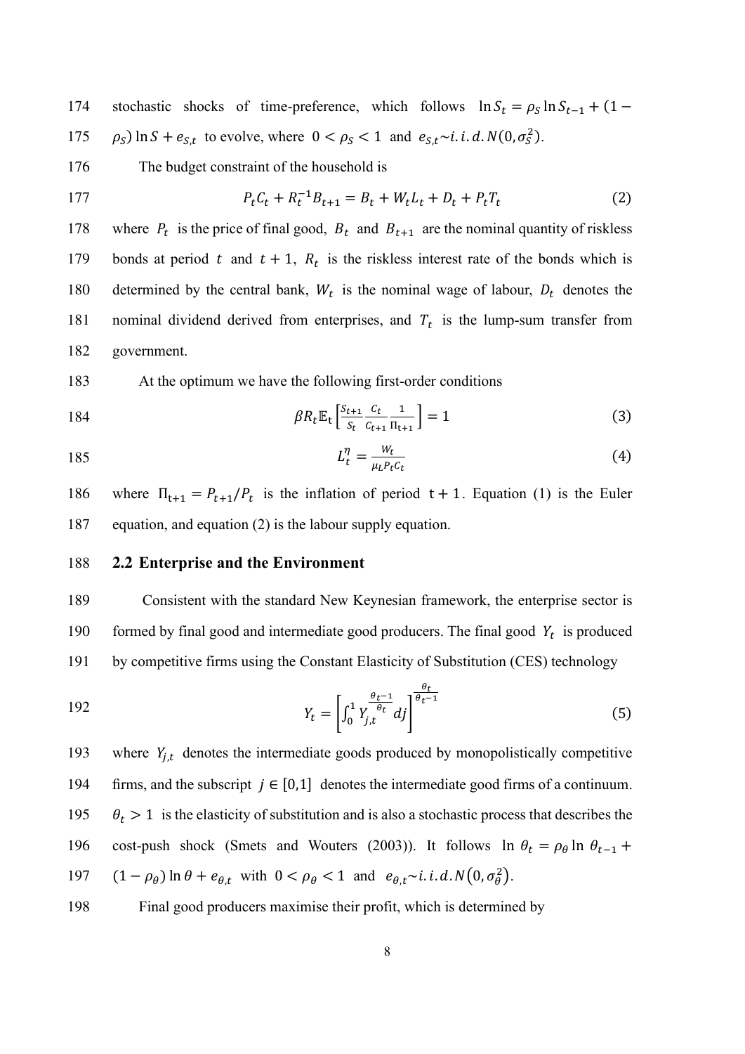stochastic shocks of time-preference, which follows $\ln S_t = \rho_S \ln S_{t-1} + (1 - \rho_S) \ln S + e_{S,t}$ to evolve, where $0 < \rho_S < 1$ and $e_{S,t} \sim i.i.d.N(0, \sigma_S^2)$.

The budget constraint of the household is

$$P_t C_t + R_t^{-1} B_{t+1} = B_t + W_t L_t + D_t + P_t T_t \tag{2}$$

where $P_t$ is the price of final good, $B_t$ and $B_{t+1}$ are the nominal quantity of riskless bonds at period $t$ and $t+1$, $R_t$ is the riskless interest rate of the bonds which is determined by the central bank, $W_t$ is the nominal wage of labour, $D_t$ denotes the nominal dividend derived from enterprises, and $T_t$ is the lump-sum transfer from government.

At the optimum we have the following first-order conditions

$$\beta R_t \mathbb{E}_t \left[ \frac{S_{t+1}}{S_t} \frac{C_t}{C_{t+1}} \frac{1}{\Pi_{t+1}} \right] = 1 \tag{3}$$

$$L_t^{\eta} = \frac{W_t}{\mu_L P_t C_t} \tag{4}$$

where $\Pi_{t+1} = P_{t+1}/P_t$ is the inflation of period $t+1$. Equation (1) is the Euler equation, and equation (2) is the labour supply equation.

## 2.2 Enterprise and the Environment

Consistent with the standard New Keynesian framework, the enterprise sector is formed by final good and intermediate good producers. The final good $Y_t$ is produced by competitive firms using the Constant Elasticity of Substitution (CES) technology

$$Y_t = \left[ \int_0^1 Y_{j,t}^{\frac{\theta_t - 1}{\theta_t}} dj \right]^{\frac{\theta_t}{\theta_t - 1}} \tag{5}$$

where $Y_{j,t}$ denotes the intermediate goods produced by monopolistically competitive firms, and the subscript $j \in [0,1]$ denotes the intermediate good firms of a continuum. $\theta_t > 1$ is the elasticity of substitution and is also a stochastic process that describes the cost-push shock (Smets and Wouters (2003)). It follows $\ln \theta_t = \rho_\theta \ln \theta_{t-1} + (1 - \rho_\theta) \ln \theta + e_{\theta,t}$ with $0 < \rho_\theta < 1$ and $e_{\theta,t} \sim i.i.d.N(0, \sigma_\theta^2)$.

Final good producers maximise their profit, which is determined by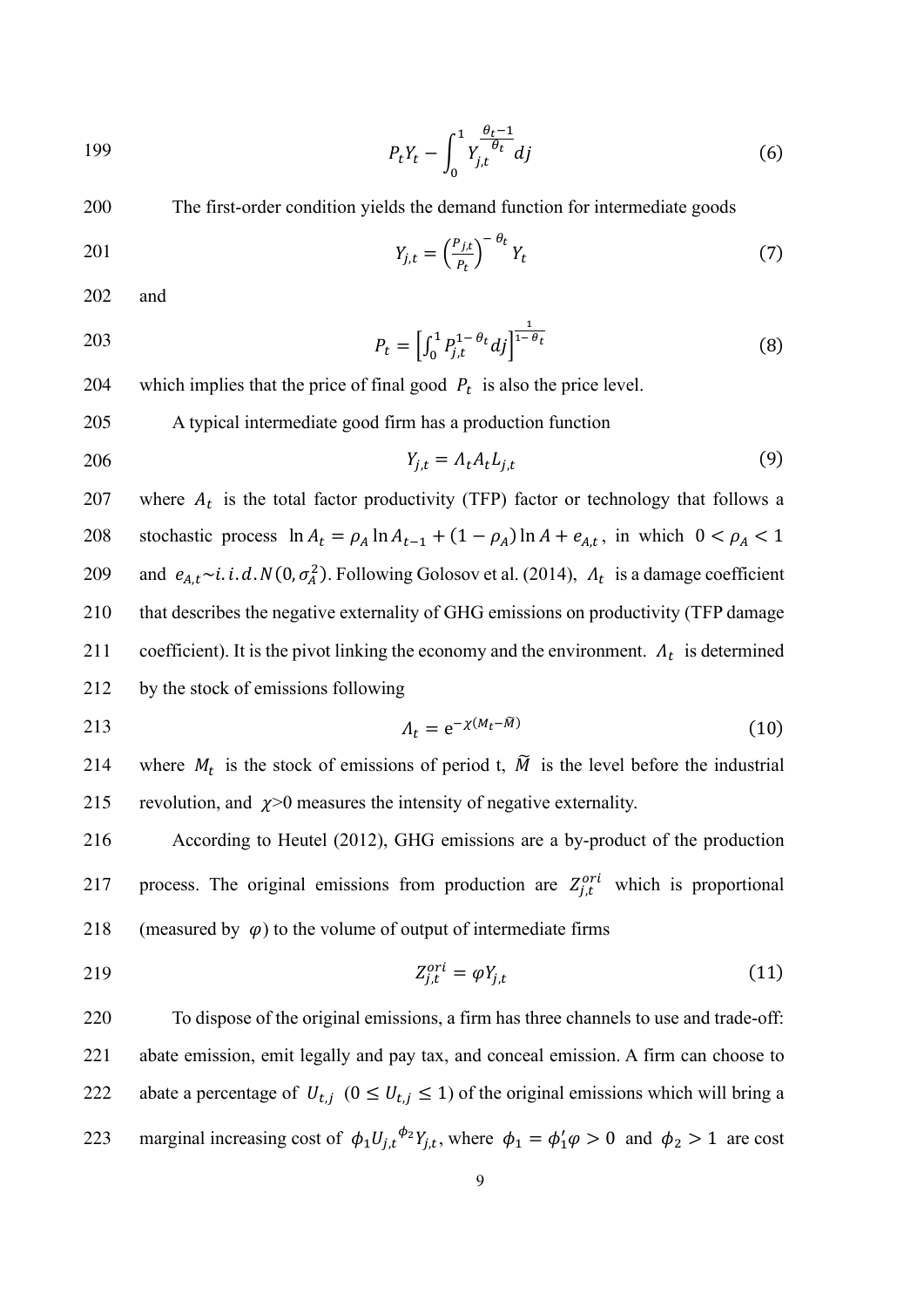$$P_t Y_t - \int_0^1 Y_{j,t}^{\frac{\theta_t - 1}{\theta_t}} dj \tag{6}$$

The first-order condition yields the demand function for intermediate goods

$$Y_{j,t} = \left(\frac{P_{j,t}}{P_t}\right)^{-\theta_t} Y_t \tag{7}$$

and

$$P_t = \left[\int_0^1 P_{j,t}^{1-\theta_t} dj\right]^{\frac{1}{1-\theta_t}} \tag{8}$$

which implies that the price of final good $P_t$ is also the price level.

A typical intermediate good firm has a production function

$$Y_{j,t} = \Lambda_t A_t L_{j,t} \tag{9}$$

where $A_t$ is the total factor productivity (TFP) factor or technology that follows a stochastic process $\ln A_t = \rho_A \ln A_{t-1} + (1 - \rho_A) \ln A + e_{A,t}$, in which $0 < \rho_A < 1$ and $e_{A,t} \sim i.i.d.N(0, \sigma_A^2)$. Following Golosov et al. (2014), $\Lambda_t$ is a damage coefficient that describes the negative externality of GHG emissions on productivity (TFP damage coefficient). It is the pivot linking the economy and the environment. $\Lambda_t$ is determined by the stock of emissions following

$$\Lambda_t = \mathrm{e}^{-\chi(M_t - \widetilde{M})} \tag{10}$$

where $M_t$ is the stock of emissions of period t, $\widetilde{M}$ is the level before the industrial revolution, and $\chi$>0 measures the intensity of negative externality.

According to Heutel (2012), GHG emissions are a by-product of the production process. The original emissions from production are $Z_{j,t}^{ori}$ which is proportional (measured by $\varphi$) to the volume of output of intermediate firms

$$Z_{j,t}^{ori} = \varphi Y_{j,t} \tag{11}$$

To dispose of the original emissions, a firm has three channels to use and trade-off: abate emission, emit legally and pay tax, and conceal emission. A firm can choose to abate a percentage of $U_{t,j}$ $(0 \leq U_{t,j} \leq 1)$ of the original emissions which will bring a marginal increasing cost of $\phi_1 U_{j,t}{}^{\phi_2} Y_{j,t}$, where $\phi_1 = \phi_1' \varphi > 0$ and $\phi_2 > 1$ are cost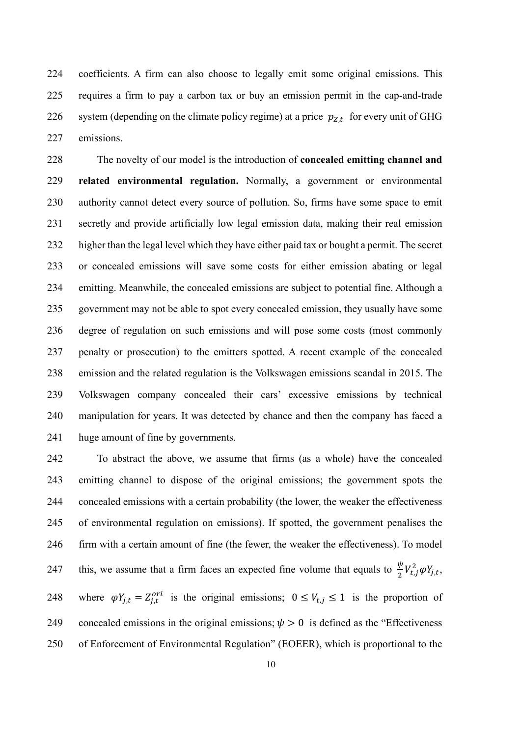coefficients. A firm can also choose to legally emit some original emissions. This requires a firm to pay a carbon tax or buy an emission permit in the cap-and-trade system (depending on the climate policy regime) at a price $p_{Z,t}$ for every unit of GHG emissions.

The novelty of our model is the introduction of **concealed emitting channel and related environmental regulation.** Normally, a government or environmental authority cannot detect every source of pollution. So, firms have some space to emit secretly and provide artificially low legal emission data, making their real emission higher than the legal level which they have either paid tax or bought a permit. The secret or concealed emissions will save some costs for either emission abating or legal emitting. Meanwhile, the concealed emissions are subject to potential fine. Although a government may not be able to spot every concealed emission, they usually have some degree of regulation on such emissions and will pose some costs (most commonly penalty or prosecution) to the emitters spotted. A recent example of the concealed emission and the related regulation is the Volkswagen emissions scandal in 2015. The Volkswagen company concealed their cars' excessive emissions by technical manipulation for years. It was detected by chance and then the company has faced a huge amount of fine by governments.

To abstract the above, we assume that firms (as a whole) have the concealed emitting channel to dispose of the original emissions; the government spots the concealed emissions with a certain probability (the lower, the weaker the effectiveness of environmental regulation on emissions). If spotted, the government penalises the firm with a certain amount of fine (the fewer, the weaker the effectiveness). To model this, we assume that a firm faces an expected fine volume that equals to $\frac{\psi}{2}V_{t,j}^{2}\varphi Y_{j,t}$, where $\varphi Y_{j,t} = Z_{j,t}^{ori}$ is the original emissions; $0 \leq V_{t,j} \leq 1$ is the proportion of concealed emissions in the original emissions; $\psi > 0$ is defined as the "Effectiveness of Enforcement of Environmental Regulation" (EOEER), which is proportional to the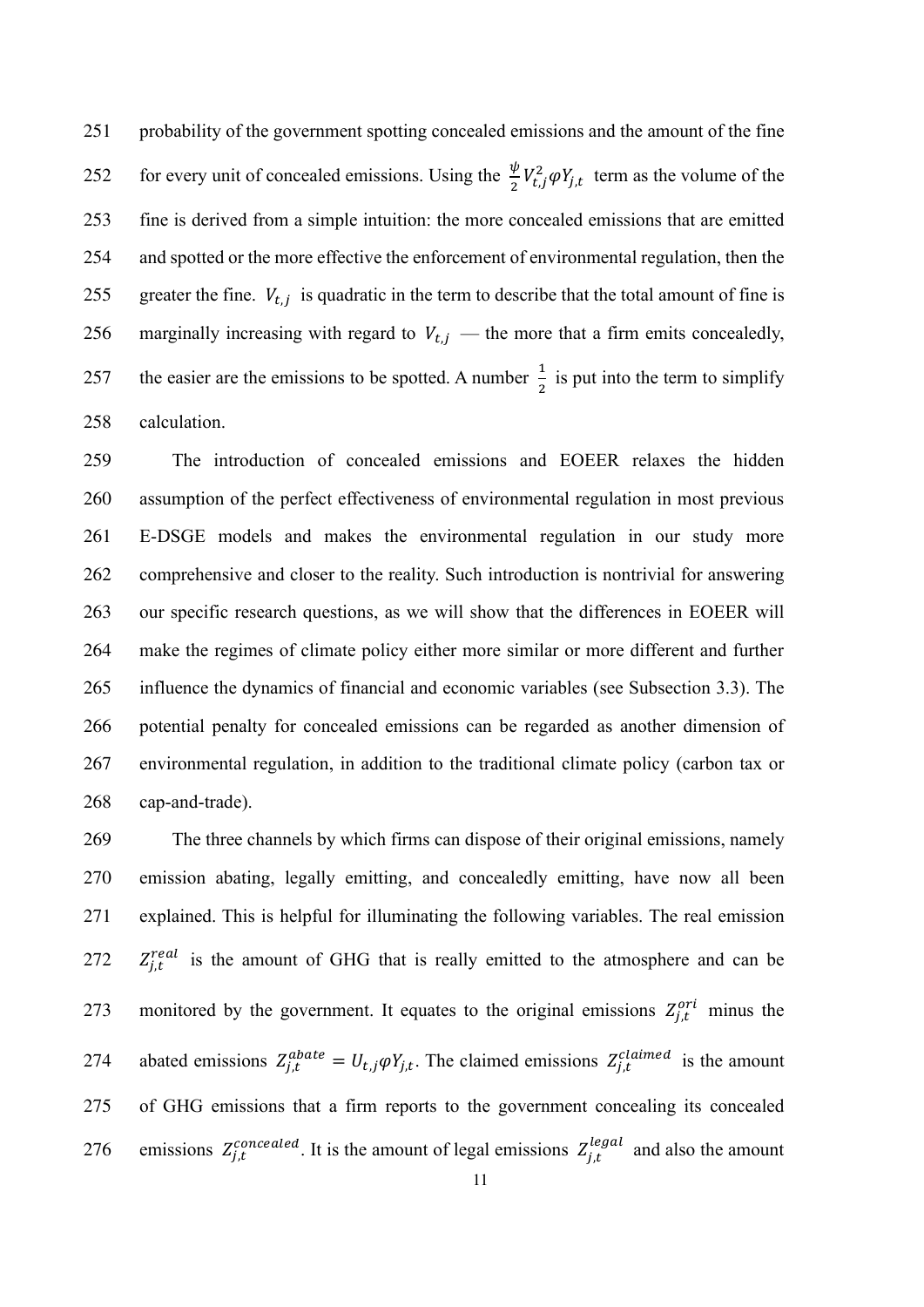probability of the government spotting concealed emissions and the amount of the fine for every unit of concealed emissions. Using the $\frac{\psi}{2}V_{t,j}^2\varphi Y_{j,t}$ term as the volume of the fine is derived from a simple intuition: the more concealed emissions that are emitted and spotted or the more effective the enforcement of environmental regulation, then the greater the fine. $V_{t,j}$ is quadratic in the term to describe that the total amount of fine is marginally increasing with regard to $V_{t,j}$ — the more that a firm emits concealedly, the easier are the emissions to be spotted. A number $\frac{1}{2}$ is put into the term to simplify calculation.

The introduction of concealed emissions and EOEER relaxes the hidden assumption of the perfect effectiveness of environmental regulation in most previous E-DSGE models and makes the environmental regulation in our study more comprehensive and closer to the reality. Such introduction is nontrivial for answering our specific research questions, as we will show that the differences in EOEER will make the regimes of climate policy either more similar or more different and further influence the dynamics of financial and economic variables (see Subsection 3.3). The potential penalty for concealed emissions can be regarded as another dimension of environmental regulation, in addition to the traditional climate policy (carbon tax or cap-and-trade).

The three channels by which firms can dispose of their original emissions, namely emission abating, legally emitting, and concealedly emitting, have now all been explained. This is helpful for illuminating the following variables. The real emission $Z_{j,t}^{real}$ is the amount of GHG that is really emitted to the atmosphere and can be monitored by the government. It equates to the original emissions $Z_{j,t}^{ori}$ minus the abated emissions $Z_{j,t}^{abate} = U_{t,j}\varphi Y_{j,t}$. The claimed emissions $Z_{j,t}^{claimed}$ is the amount of GHG emissions that a firm reports to the government concealing its concealed emissions $Z_{j,t}^{concealed}$. It is the amount of legal emissions $Z_{j,t}^{legal}$ and also the amount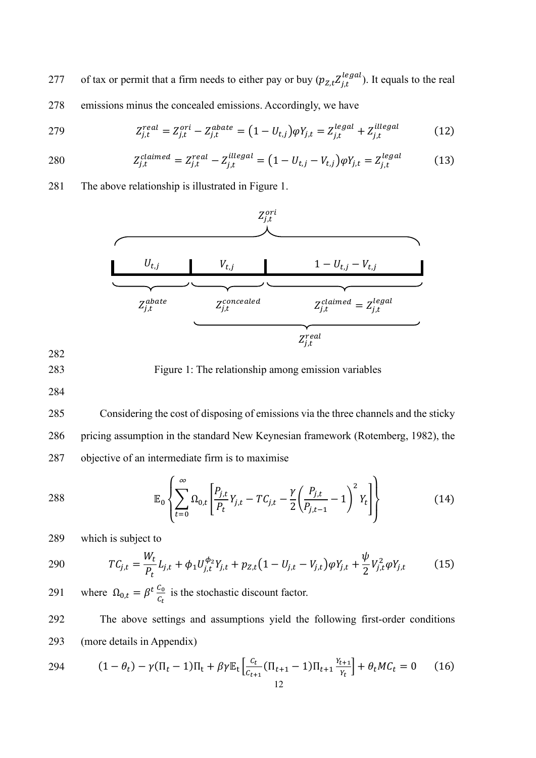of tax or permit that a firm needs to either pay or buy ($p_{Z,t}Z_{j,t}^{legal}$). It equals to the real emissions minus the concealed emissions. Accordingly, we have

$$Z_{j,t}^{real} = Z_{j,t}^{ori} - Z_{j,t}^{abate} = \left(1 - U_{t,j}\right)\varphi Y_{j,t} = Z_{j,t}^{legal} + Z_{j,t}^{illegal} \tag{12}$$

$$Z_{j,t}^{claimed} = Z_{j,t}^{real} - Z_{j,t}^{illegal} = \left(1 - U_{t,j} - V_{t,j}\right)\varphi Y_{j,t} = Z_{j,t}^{legal} \tag{13}$$

The above relationship is illustrated in Figure 1.

Figure 1: The relationship among emission variables

Considering the cost of disposing of emissions via the three channels and the sticky pricing assumption in the standard New Keynesian framework (Rotemberg, 1982), the objective of an intermediate firm is to maximise

$$\mathbb{E}_0 \left\{ \sum_{t=0}^{\infty} \Omega_{0,t} \left[ \frac{P_{j,t}}{P_t} Y_{j,t} - TC_{j,t} - \frac{\gamma}{2} \left( \frac{P_{j,t}}{P_{j,t-1}} - 1 \right)^2 Y_t \right] \right\} \tag{14}$$

which is subject to

$$TC_{j,t} = \frac{W_t}{P_t} L_{j,t} + \phi_1 U_{j,t}^{\phi_2} Y_{j,t} + p_{Z,t}\left(1 - U_{j,t} - V_{j,t}\right)\varphi Y_{j,t} + \frac{\psi}{2} V_{j,t}^2 \varphi Y_{j,t} \tag{15}$$

where $\Omega_{0,t} = \beta^t \frac{C_0}{C_t}$ is the stochastic discount factor.

The above settings and assumptions yield the following first-order conditions (more details in Appendix)

$$(1 - \theta_t) - \gamma(\Pi_t - 1)\Pi_t + \beta\gamma\mathbb{E}_t\left[\frac{C_t}{C_{t+1}}(\Pi_{t+1} - 1)\Pi_{t+1}\frac{Y_{t+1}}{Y_t}\right] + \theta_t MC_t = 0 \tag{16}$$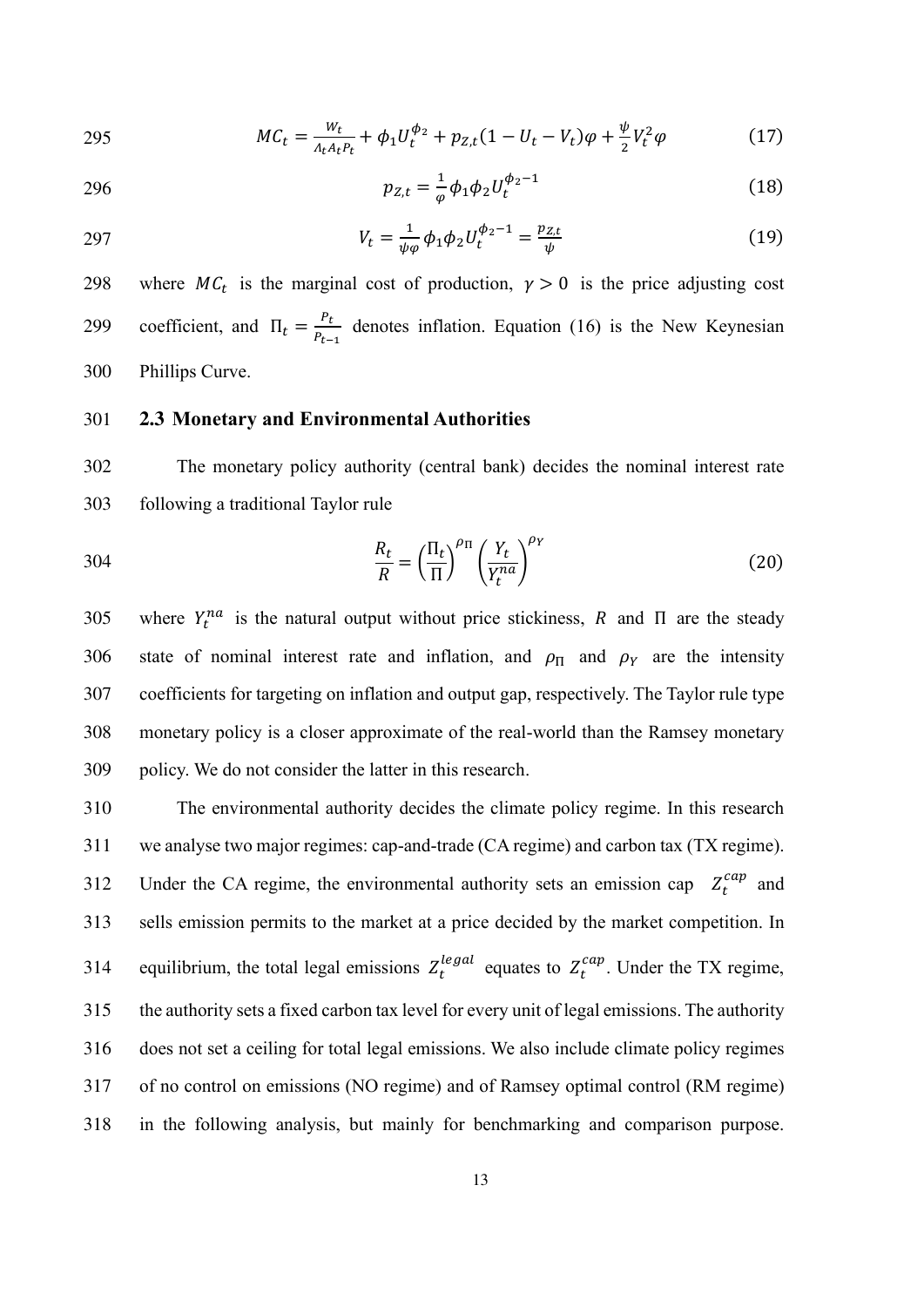$$MC_t = \frac{W_t}{\Lambda_t A_t P_t} + \phi_1 U_t^{\phi_2} + p_{Z,t}(1 - U_t - V_t)\varphi + \frac{\psi}{2} V_t^2 \varphi \tag{17}$$

$$p_{Z,t} = \frac{1}{\varphi} \phi_1 \phi_2 U_t^{\phi_2 - 1} \tag{18}$$

$$V_t = \frac{1}{\psi \varphi} \phi_1 \phi_2 U_t^{\phi_2 - 1} = \frac{p_{Z,t}}{\psi} \tag{19}$$

where $MC_t$ is the marginal cost of production, $\gamma > 0$ is the price adjusting cost coefficient, and $\Pi_t = \frac{P_t}{P_{t-1}}$ denotes inflation. Equation (16) is the New Keynesian Phillips Curve.

### 2.3 Monetary and Environmental Authorities

The monetary policy authority (central bank) decides the nominal interest rate following a traditional Taylor rule

$$\frac{R_t}{R} = \left(\frac{\Pi_t}{\Pi}\right)^{\rho_\Pi} \left(\frac{Y_t}{Y_t^{na}}\right)^{\rho_Y} \tag{20}$$

where $Y_t^{na}$ is the natural output without price stickiness, $R$ and $\Pi$ are the steady state of nominal interest rate and inflation, and $\rho_\Pi$ and $\rho_Y$ are the intensity coefficients for targeting on inflation and output gap, respectively. The Taylor rule type monetary policy is a closer approximate of the real-world than the Ramsey monetary policy. We do not consider the latter in this research.

The environmental authority decides the climate policy regime. In this research we analyse two major regimes: cap-and-trade (CA regime) and carbon tax (TX regime). Under the CA regime, the environmental authority sets an emission cap $Z_t^{cap}$ and sells emission permits to the market at a price decided by the market competition. In equilibrium, the total legal emissions $Z_t^{legal}$ equates to $Z_t^{cap}$. Under the TX regime, the authority sets a fixed carbon tax level for every unit of legal emissions. The authority does not set a ceiling for total legal emissions. We also include climate policy regimes of no control on emissions (NO regime) and of Ramsey optimal control (RM regime) in the following analysis, but mainly for benchmarking and comparison purpose.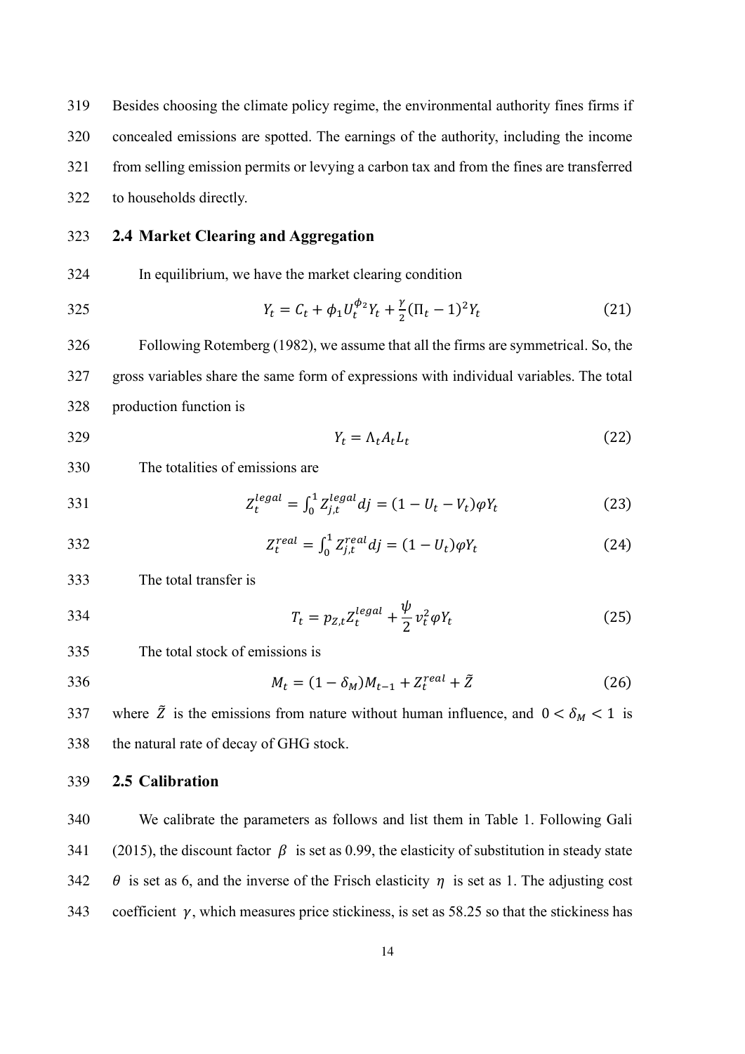Besides choosing the climate policy regime, the environmental authority fines firms if concealed emissions are spotted. The earnings of the authority, including the income from selling emission permits or levying a carbon tax and from the fines are transferred to households directly.

## 2.4 Market Clearing and Aggregation

In equilibrium, we have the market clearing condition

$$Y_t = C_t + \phi_1 U_t^{\phi_2} Y_t + \frac{\gamma}{2}(\Pi_t - 1)^2 Y_t \tag{21}$$

Following Rotemberg (1982), we assume that all the firms are symmetrical. So, the gross variables share the same form of expressions with individual variables. The total production function is

$$Y_t = \Lambda_t A_t L_t \tag{22}$$

The totalities of emissions are

$$Z_t^{legal} = \int_0^1 Z_{j,t}^{legal} dj = (1 - U_t - V_t)\varphi Y_t \tag{23}$$

$$Z_t^{real} = \int_0^1 Z_{j,t}^{real} dj = (1 - U_t)\varphi Y_t \tag{24}$$

The total transfer is

$$T_t = p_{Z,t} Z_t^{legal} + \frac{\psi}{2} v_t^2 \varphi Y_t \tag{25}$$

The total stock of emissions is

$$M_t = (1 - \delta_M) M_{t-1} + Z_t^{real} + \tilde{Z} \tag{26}$$

where $\tilde{Z}$ is the emissions from nature without human influence, and $0 < \delta_M < 1$ is the natural rate of decay of GHG stock.

## 2.5 Calibration

We calibrate the parameters as follows and list them in Table 1. Following Gali (2015), the discount factor $\beta$ is set as 0.99, the elasticity of substitution in steady state $\theta$ is set as 6, and the inverse of the Frisch elasticity $\eta$ is set as 1. The adjusting cost coefficient $\gamma$, which measures price stickiness, is set as 58.25 so that the stickiness has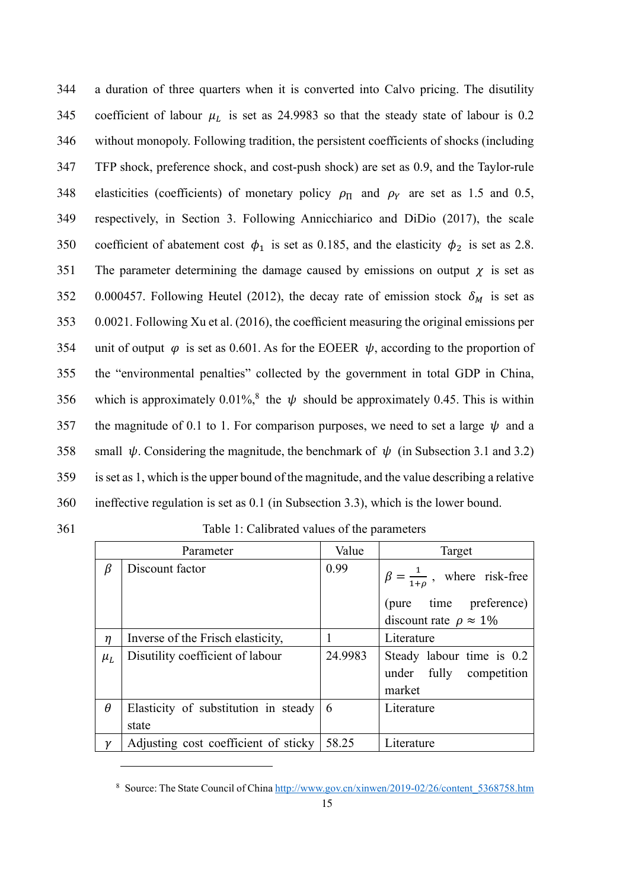a duration of three quarters when it is converted into Calvo pricing. The disutility coefficient of labour $\mu_L$ is set as 24.9983 so that the steady state of labour is 0.2 without monopoly. Following tradition, the persistent coefficients of shocks (including TFP shock, preference shock, and cost-push shock) are set as 0.9, and the Taylor-rule elasticities (coefficients) of monetary policy $\rho_\Pi$ and $\rho_Y$ are set as 1.5 and 0.5, respectively, in Section 3. Following Annicchiarico and DiDio (2017), the scale coefficient of abatement cost $\phi_1$ is set as 0.185, and the elasticity $\phi_2$ is set as 2.8. The parameter determining the damage caused by emissions on output $\chi$ is set as 0.000457. Following Heutel (2012), the decay rate of emission stock $\delta_M$ is set as 0.0021. Following Xu et al. (2016), the coefficient measuring the original emissions per unit of output $\varphi$ is set as 0.601. As for the EOEER $\psi$, according to the proportion of the "environmental penalties" collected by the government in total GDP in China, which is approximately 0.01%,[8] the $\psi$ should be approximately 0.45. This is within the magnitude of 0.1 to 1. For comparison purposes, we need to set a large $\psi$ and a small $\psi$. Considering the magnitude, the benchmark of $\psi$ (in Subsection 3.1 and 3.2) is set as 1, which is the upper bound of the magnitude, and the value describing a relative ineffective regulation is set as 0.1 (in Subsection 3.3), which is the lower bound.

Table 1: Calibrated values of the parameters

| | Parameter | Value | Target |
|---|---|---|---|
| $\beta$ | Discount factor | 0.99 | $\beta = \frac{1}{1+\rho}$, where risk-free (pure time preference) discount rate $\rho \approx 1\%$ |
| $\eta$ | Inverse of the Frisch elasticity, | 1 | Literature |
| $\mu_L$ | Disutility coefficient of labour | 24.9983 | Steady labour time is 0.2 under fully competition market |
| $\theta$ | Elasticity of substitution in steady state | 6 | Literature |
| $\gamma$ | Adjusting cost coefficient of sticky | 58.25 | Literature |

[8] Source: The State Council of China http://www.gov.cn/xinwen/2019-02/26/content_5368758.htm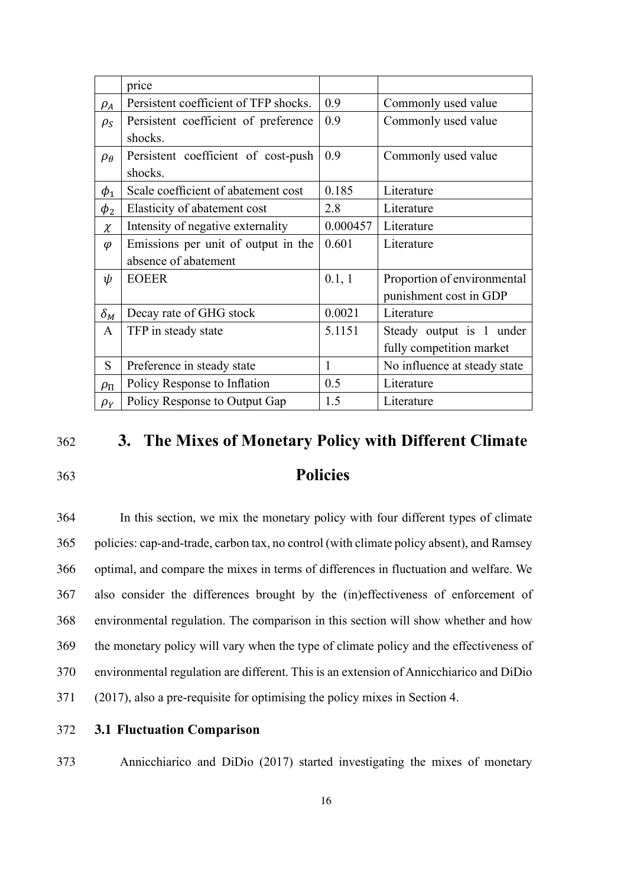| | price | | |
|---|---|---|---|
| $\rho_A$ | Persistent coefficient of TFP shocks. | 0.9 | Commonly used value |
| $\rho_S$ | Persistent coefficient of preference shocks. | 0.9 | Commonly used value |
| $\rho_\theta$ | Persistent coefficient of cost-push shocks. | 0.9 | Commonly used value |
| $\phi_1$ | Scale coefficient of abatement cost | 0.185 | Literature |
| $\phi_2$ | Elasticity of abatement cost | 2.8 | Literature |
| $\chi$ | Intensity of negative externality | 0.000457 | Literature |
| $\varphi$ | Emissions per unit of output in the absence of abatement | 0.601 | Literature |
| $\psi$ | EOEER | 0.1, 1 | Proportion of environmental punishment cost in GDP |
| $\delta_M$ | Decay rate of GHG stock | 0.0021 | Literature |
| A | TFP in steady state | 5.1151 | Steady output is 1 under fully competition market |
| S | Preference in steady state | 1 | No influence at steady state |
| $\rho_\Pi$ | Policy Response to Inflation | 0.5 | Literature |
| $\rho_Y$ | Policy Response to Output Gap | 1.5 | Literature |

# 3. The Mixes of Monetary Policy with Different Climate Policies

In this section, we mix the monetary policy with four different types of climate policies: cap-and-trade, carbon tax, no control (with climate policy absent), and Ramsey optimal, and compare the mixes in terms of differences in fluctuation and welfare. We also consider the differences brought by the (in)effectiveness of enforcement of environmental regulation. The comparison in this section will show whether and how the monetary policy will vary when the type of climate policy and the effectiveness of environmental regulation are different. This is an extension of Annicchiarico and DiDio (2017), also a pre-requisite for optimising the policy mixes in Section 4.

## 3.1 Fluctuation Comparison

Annicchiarico and DiDio (2017) started investigating the mixes of monetary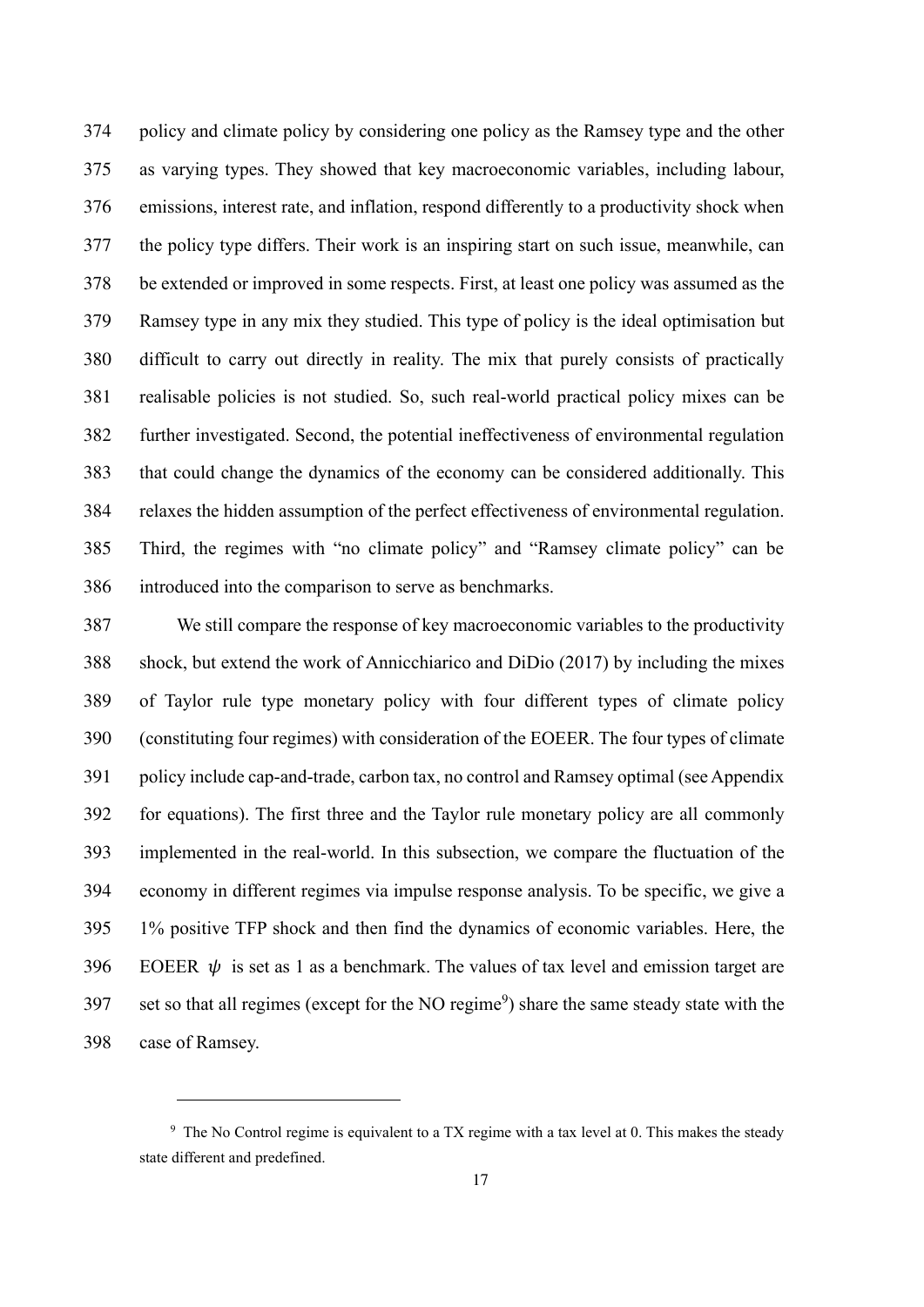policy and climate policy by considering one policy as the Ramsey type and the other as varying types. They showed that key macroeconomic variables, including labour, emissions, interest rate, and inflation, respond differently to a productivity shock when the policy type differs. Their work is an inspiring start on such issue, meanwhile, can be extended or improved in some respects. First, at least one policy was assumed as the Ramsey type in any mix they studied. This type of policy is the ideal optimisation but difficult to carry out directly in reality. The mix that purely consists of practically realisable policies is not studied. So, such real-world practical policy mixes can be further investigated. Second, the potential ineffectiveness of environmental regulation that could change the dynamics of the economy can be considered additionally. This relaxes the hidden assumption of the perfect effectiveness of environmental regulation. Third, the regimes with "no climate policy" and "Ramsey climate policy" can be introduced into the comparison to serve as benchmarks.

We still compare the response of key macroeconomic variables to the productivity shock, but extend the work of Annicchiarico and DiDio (2017) by including the mixes of Taylor rule type monetary policy with four different types of climate policy (constituting four regimes) with consideration of the EOEER. The four types of climate policy include cap-and-trade, carbon tax, no control and Ramsey optimal (see Appendix for equations). The first three and the Taylor rule monetary policy are all commonly implemented in the real-world. In this subsection, we compare the fluctuation of the economy in different regimes via impulse response analysis. To be specific, we give a 1% positive TFP shock and then find the dynamics of economic variables. Here, the EOEER $\psi$ is set as 1 as a benchmark. The values of tax level and emission target are set so that all regimes (except for the NO regime[9]) share the same steady state with the case of Ramsey.

[9] The No Control regime is equivalent to a TX regime with a tax level at 0. This makes the steady state different and predefined.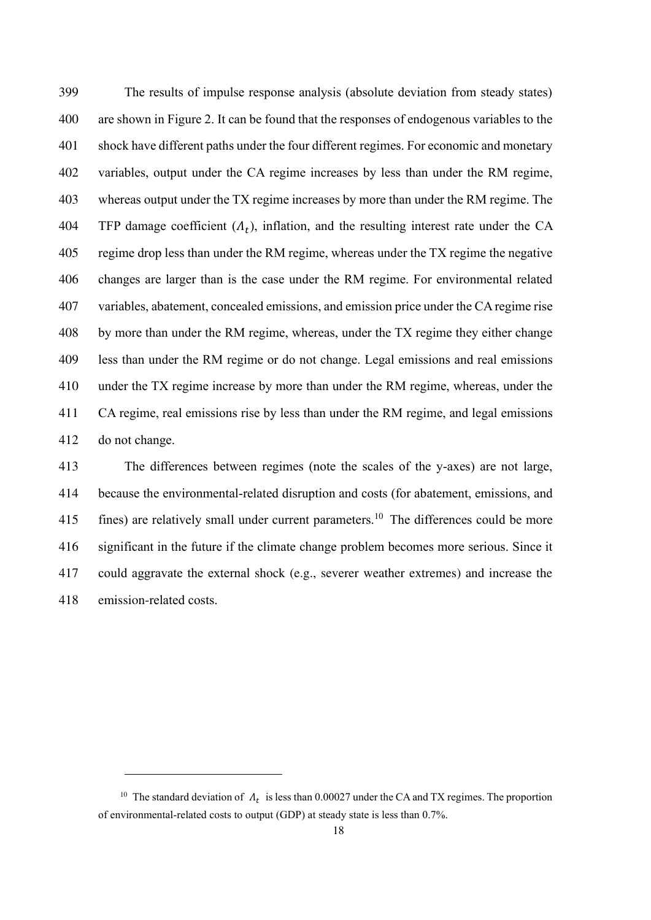The results of impulse response analysis (absolute deviation from steady states) are shown in Figure 2. It can be found that the responses of endogenous variables to the shock have different paths under the four different regimes. For economic and monetary variables, output under the CA regime increases by less than under the RM regime, whereas output under the TX regime increases by more than under the RM regime. The TFP damage coefficient ($\Lambda_t$), inflation, and the resulting interest rate under the CA regime drop less than under the RM regime, whereas under the TX regime the negative changes are larger than is the case under the RM regime. For environmental related variables, abatement, concealed emissions, and emission price under the CA regime rise by more than under the RM regime, whereas, under the TX regime they either change less than under the RM regime or do not change. Legal emissions and real emissions under the TX regime increase by more than under the RM regime, whereas, under the CA regime, real emissions rise by less than under the RM regime, and legal emissions do not change.

The differences between regimes (note the scales of the y-axes) are not large, because the environmental-related disruption and costs (for abatement, emissions, and fines) are relatively small under current parameters.[10] The differences could be more significant in the future if the climate change problem becomes more serious. Since it could aggravate the external shock (e.g., severer weather extremes) and increase the emission-related costs.

---

[10] The standard deviation of $\Lambda_t$ is less than 0.00027 under the CA and TX regimes. The proportion of environmental-related costs to output (GDP) at steady state is less than 0.7%.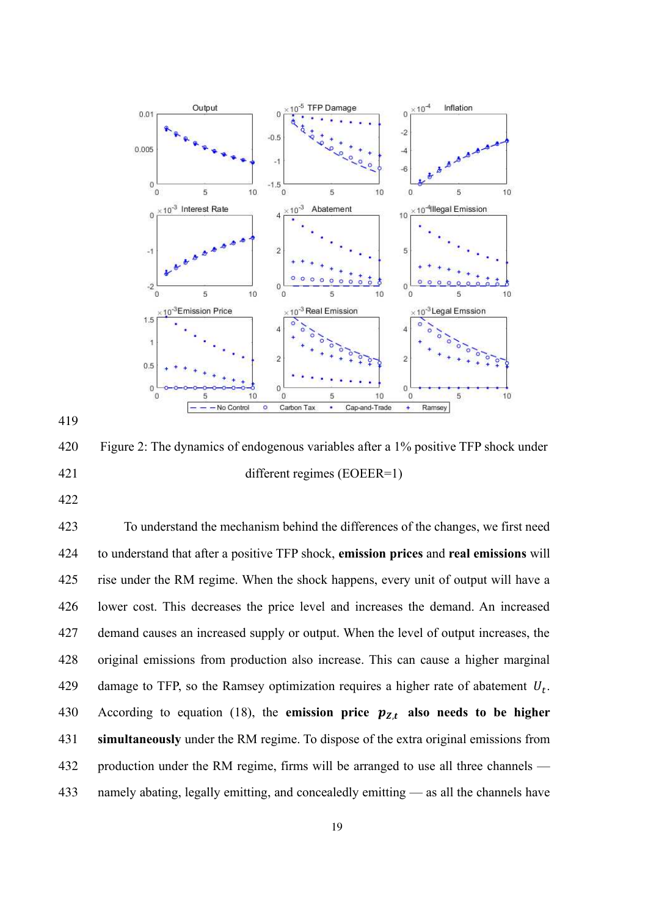Figure 2: The dynamics of endogenous variables after a 1% positive TFP shock under different regimes (EOEER=1)

To understand the mechanism behind the differences of the changes, we first need to understand that after a positive TFP shock, **emission prices** and **real emissions** will rise under the RM regime. When the shock happens, every unit of output will have a lower cost. This decreases the price level and increases the demand. An increased demand causes an increased supply or output. When the level of output increases, the original emissions from production also increase. This can cause a higher marginal damage to TFP, so the Ramsey optimization requires a higher rate of abatement $U_t$. According to equation (18), the **emission price $p_{Z,t}$ also needs to be higher simultaneously** under the RM regime. To dispose of the extra original emissions from production under the RM regime, firms will be arranged to use all three channels — namely abating, legally emitting, and concealedly emitting — as all the channels have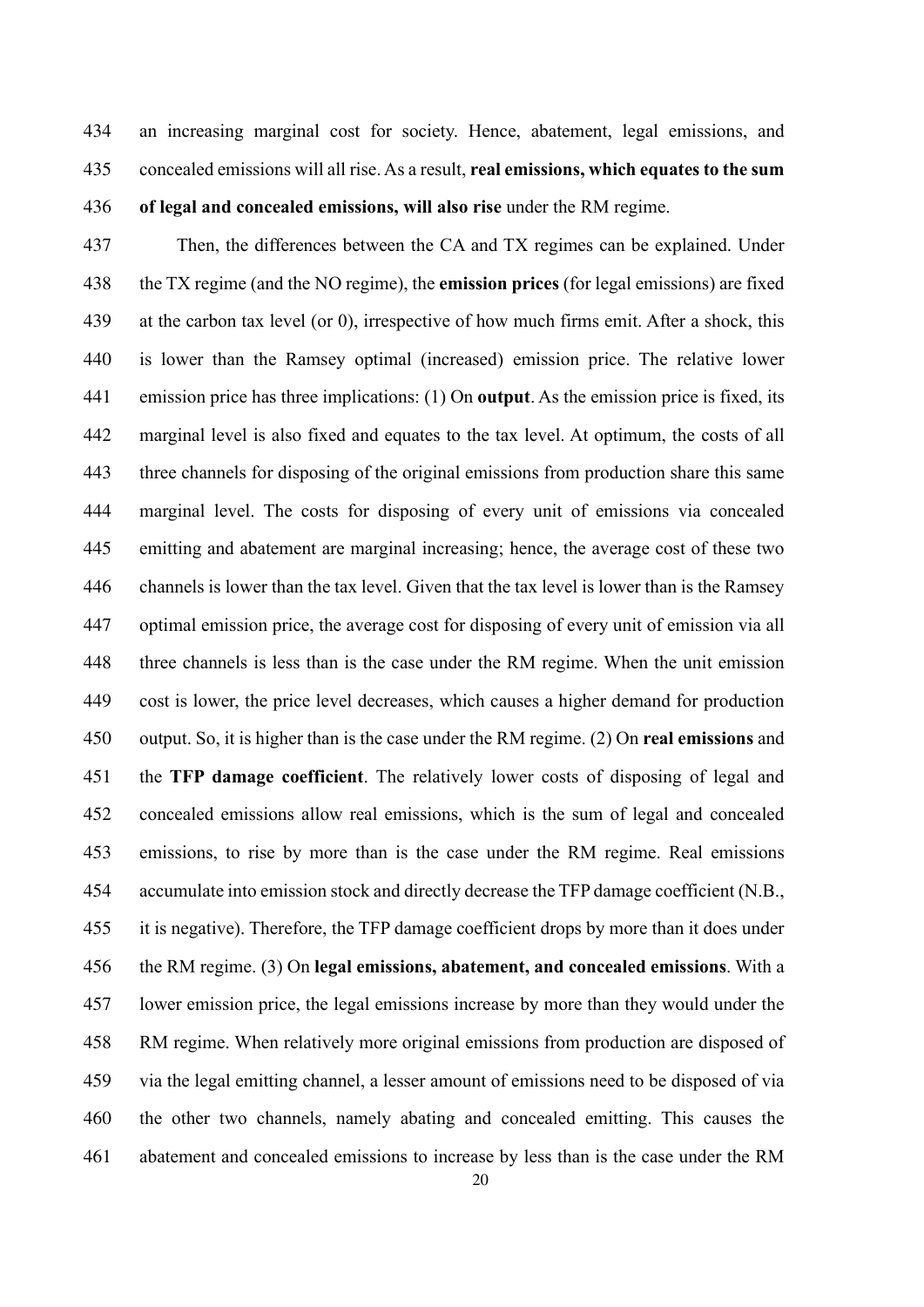an increasing marginal cost for society. Hence, abatement, legal emissions, and concealed emissions will all rise. As a result, **real emissions, which equates to the sum of legal and concealed emissions, will also rise** under the RM regime.

Then, the differences between the CA and TX regimes can be explained. Under the TX regime (and the NO regime), the **emission prices** (for legal emissions) are fixed at the carbon tax level (or 0), irrespective of how much firms emit. After a shock, this is lower than the Ramsey optimal (increased) emission price. The relative lower emission price has three implications: (1) On **output**. As the emission price is fixed, its marginal level is also fixed and equates to the tax level. At optimum, the costs of all three channels for disposing of the original emissions from production share this same marginal level. The costs for disposing of every unit of emissions via concealed emitting and abatement are marginal increasing; hence, the average cost of these two channels is lower than the tax level. Given that the tax level is lower than is the Ramsey optimal emission price, the average cost for disposing of every unit of emission via all three channels is less than is the case under the RM regime. When the unit emission cost is lower, the price level decreases, which causes a higher demand for production output. So, it is higher than is the case under the RM regime. (2) On **real emissions** and the **TFP damage coefficient**. The relatively lower costs of disposing of legal and concealed emissions allow real emissions, which is the sum of legal and concealed emissions, to rise by more than is the case under the RM regime. Real emissions accumulate into emission stock and directly decrease the TFP damage coefficient (N.B., it is negative). Therefore, the TFP damage coefficient drops by more than it does under the RM regime. (3) On **legal emissions, abatement, and concealed emissions**. With a lower emission price, the legal emissions increase by more than they would under the RM regime. When relatively more original emissions from production are disposed of via the legal emitting channel, a lesser amount of emissions need to be disposed of via the other two channels, namely abating and concealed emitting. This causes the abatement and concealed emissions to increase by less than is the case under the RM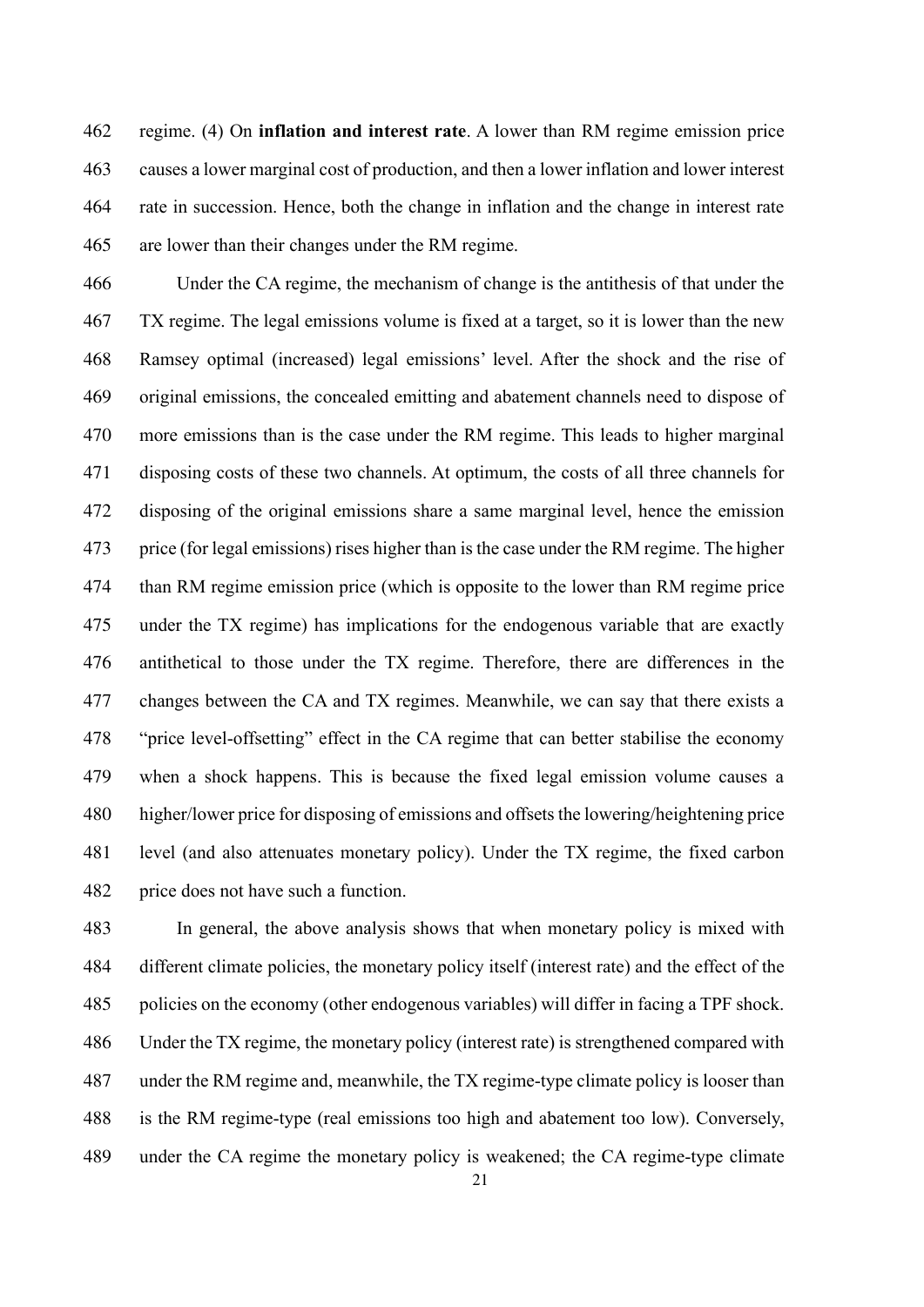regime. (4) On **inflation and interest rate**. A lower than RM regime emission price causes a lower marginal cost of production, and then a lower inflation and lower interest rate in succession. Hence, both the change in inflation and the change in interest rate are lower than their changes under the RM regime.

Under the CA regime, the mechanism of change is the antithesis of that under the TX regime. The legal emissions volume is fixed at a target, so it is lower than the new Ramsey optimal (increased) legal emissions' level. After the shock and the rise of original emissions, the concealed emitting and abatement channels need to dispose of more emissions than is the case under the RM regime. This leads to higher marginal disposing costs of these two channels. At optimum, the costs of all three channels for disposing of the original emissions share a same marginal level, hence the emission price (for legal emissions) rises higher than is the case under the RM regime. The higher than RM regime emission price (which is opposite to the lower than RM regime price under the TX regime) has implications for the endogenous variable that are exactly antithetical to those under the TX regime. Therefore, there are differences in the changes between the CA and TX regimes. Meanwhile, we can say that there exists a "price level-offsetting" effect in the CA regime that can better stabilise the economy when a shock happens. This is because the fixed legal emission volume causes a higher/lower price for disposing of emissions and offsets the lowering/heightening price level (and also attenuates monetary policy). Under the TX regime, the fixed carbon price does not have such a function.

In general, the above analysis shows that when monetary policy is mixed with different climate policies, the monetary policy itself (interest rate) and the effect of the policies on the economy (other endogenous variables) will differ in facing a TPF shock. Under the TX regime, the monetary policy (interest rate) is strengthened compared with under the RM regime and, meanwhile, the TX regime-type climate policy is looser than is the RM regime-type (real emissions too high and abatement too low). Conversely, under the CA regime the monetary policy is weakened; the CA regime-type climate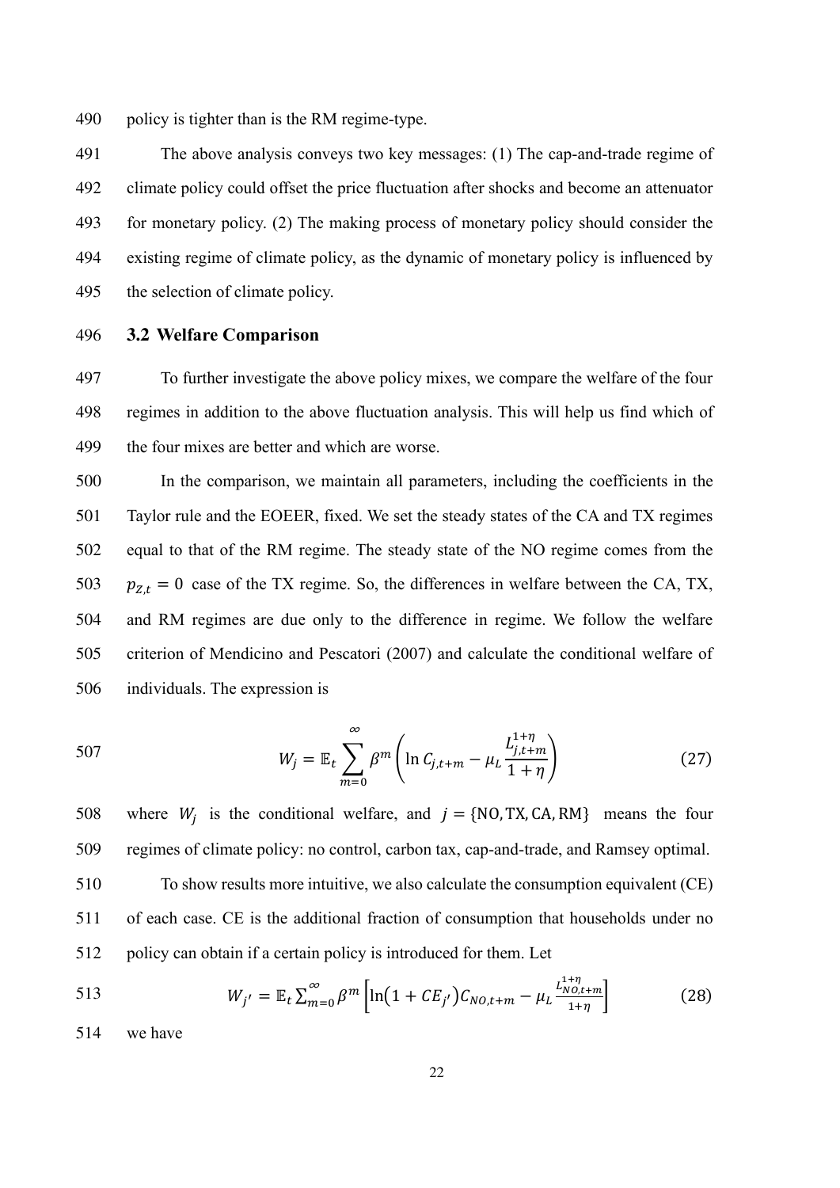policy is tighter than is the RM regime-type.

The above analysis conveys two key messages: (1) The cap-and-trade regime of climate policy could offset the price fluctuation after shocks and become an attenuator for monetary policy. (2) The making process of monetary policy should consider the existing regime of climate policy, as the dynamic of monetary policy is influenced by the selection of climate policy.

### 3.2 Welfare Comparison

To further investigate the above policy mixes, we compare the welfare of the four regimes in addition to the above fluctuation analysis. This will help us find which of the four mixes are better and which are worse.

In the comparison, we maintain all parameters, including the coefficients in the Taylor rule and the EOEER, fixed. We set the steady states of the CA and TX regimes equal to that of the RM regime. The steady state of the NO regime comes from the $p_{Z,t} = 0$ case of the TX regime. So, the differences in welfare between the CA, TX, and RM regimes are due only to the difference in regime. We follow the welfare criterion of Mendicino and Pescatori (2007) and calculate the conditional welfare of individuals. The expression is

$$W_j = \mathbb{E}_t \sum_{m=0}^{\infty} \beta^m \left( \ln C_{j,t+m} - \mu_L \frac{L_{j,t+m}^{1+\eta}}{1+\eta} \right) \tag{27}$$

where $W_j$ is the conditional welfare, and $j = \{\mathrm{NO}, \mathrm{TX}, \mathrm{CA}, \mathrm{RM}\}$ means the four regimes of climate policy: no control, carbon tax, cap-and-trade, and Ramsey optimal.

To show results more intuitive, we also calculate the consumption equivalent (CE) of each case. CE is the additional fraction of consumption that households under no policy can obtain if a certain policy is introduced for them. Let

$$W_{j'} = \mathbb{E}_t \sum_{m=0}^{\infty} \beta^m \left[ \ln\left(1 + CE_{j'}\right) C_{NO,t+m} - \mu_L \frac{L_{NO,t+m}^{1+\eta}}{1+\eta} \right] \tag{28}$$

we have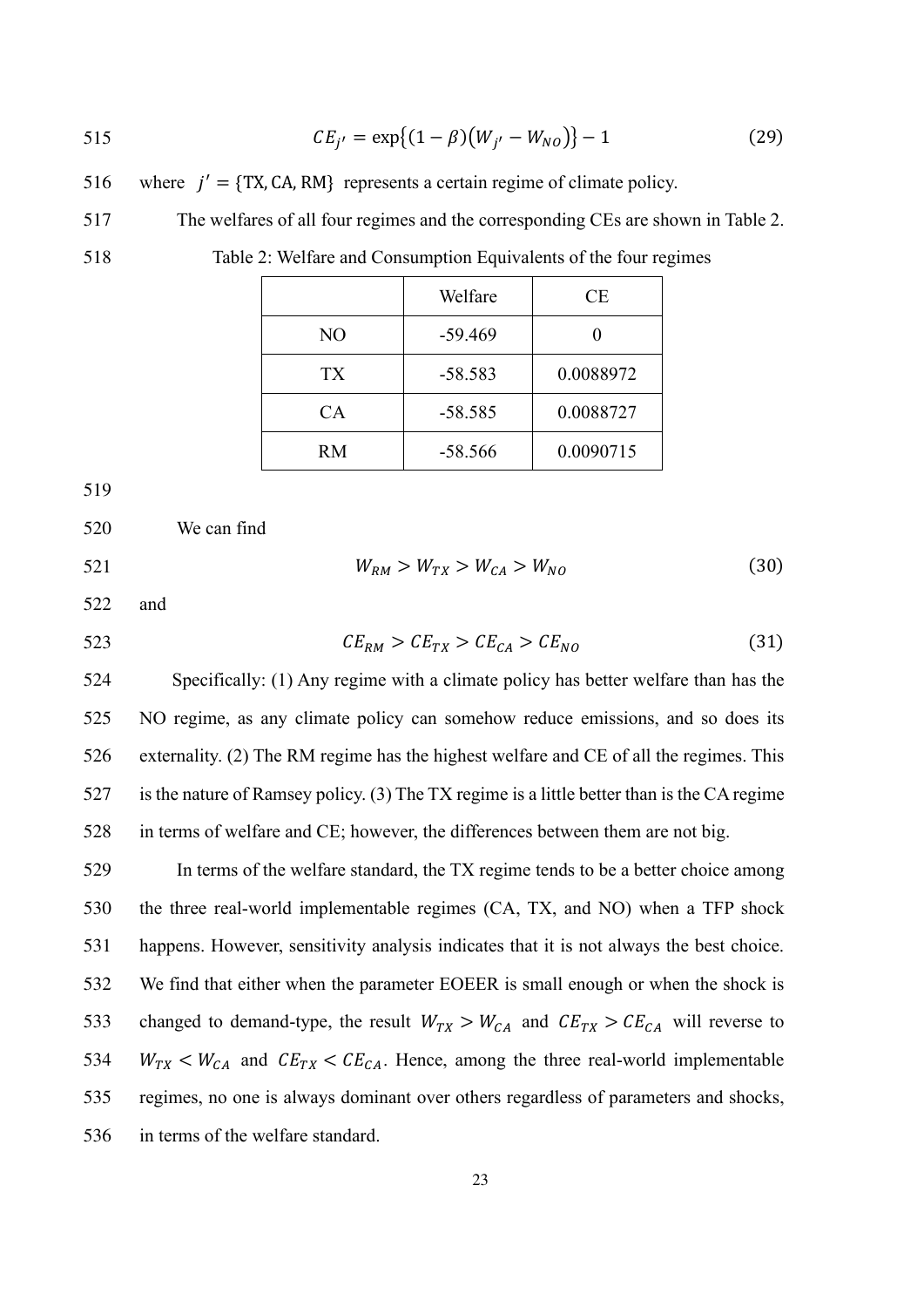$$CE_{j'} = \exp\{(1-\beta)(W_{j'} - W_{NO})\} - 1 \tag{29}$$

where $j' = \{\text{TX, CA, RM}\}$ represents a certain regime of climate policy.

The welfares of all four regimes and the corresponding CEs are shown in Table 2.

Table 2: Welfare and Consumption Equivalents of the four regimes

| | Welfare | CE |
|---|---|---|
| NO | -59.469 | 0 |
| TX | -58.583 | 0.0088972 |
| CA | -58.585 | 0.0088727 |
| RM | -58.566 | 0.0090715 |

We can find

$$W_{RM} > W_{TX} > W_{CA} > W_{NO} \tag{30}$$

and

$$CE_{RM} > CE_{TX} > CE_{CA} > CE_{NO} \tag{31}$$

Specifically: (1) Any regime with a climate policy has better welfare than has the NO regime, as any climate policy can somehow reduce emissions, and so does its externality. (2) The RM regime has the highest welfare and CE of all the regimes. This is the nature of Ramsey policy. (3) The TX regime is a little better than is the CA regime in terms of welfare and CE; however, the differences between them are not big.

In terms of the welfare standard, the TX regime tends to be a better choice among the three real-world implementable regimes (CA, TX, and NO) when a TFP shock happens. However, sensitivity analysis indicates that it is not always the best choice. We find that either when the parameter EOEER is small enough or when the shock is changed to demand-type, the result $W_{TX} > W_{CA}$ and $CE_{TX} > CE_{CA}$ will reverse to $W_{TX} < W_{CA}$ and $CE_{TX} < CE_{CA}$. Hence, among the three real-world implementable regimes, no one is always dominant over others regardless of parameters and shocks, in terms of the welfare standard.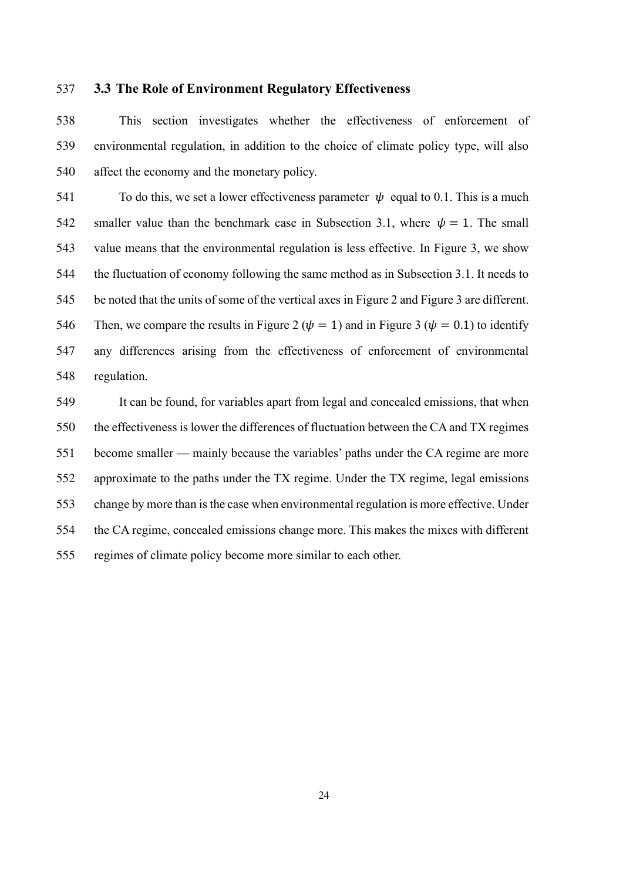### 3.3 The Role of Environment Regulatory Effectiveness

This section investigates whether the effectiveness of enforcement of environmental regulation, in addition to the choice of climate policy type, will also affect the economy and the monetary policy.

To do this, we set a lower effectiveness parameter $\psi$ equal to 0.1. This is a much smaller value than the benchmark case in Subsection 3.1, where $\psi = 1$. The small value means that the environmental regulation is less effective. In Figure 3, we show the fluctuation of economy following the same method as in Subsection 3.1. It needs to be noted that the units of some of the vertical axes in Figure 2 and Figure 3 are different. Then, we compare the results in Figure 2 ($\psi = 1$) and in Figure 3 ($\psi = 0.1$) to identify any differences arising from the effectiveness of enforcement of environmental regulation.

It can be found, for variables apart from legal and concealed emissions, that when the effectiveness is lower the differences of fluctuation between the CA and TX regimes become smaller — mainly because the variables' paths under the CA regime are more approximate to the paths under the TX regime. Under the TX regime, legal emissions change by more than is the case when environmental regulation is more effective. Under the CA regime, concealed emissions change more. This makes the mixes with different regimes of climate policy become more similar to each other.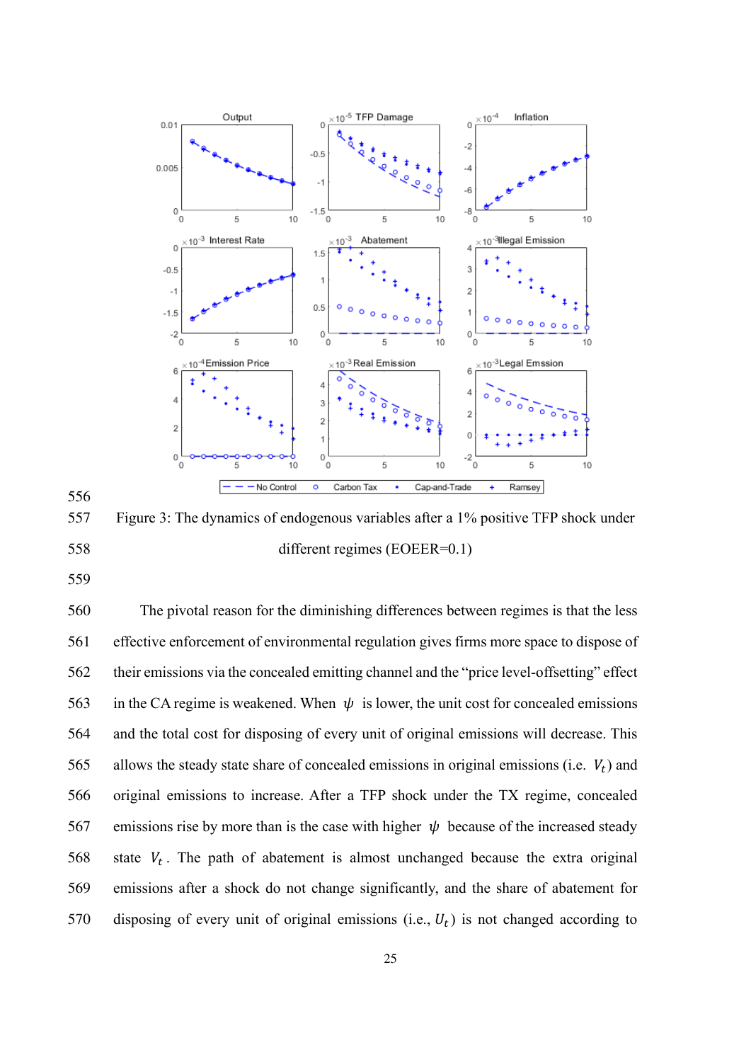Figure 3: The dynamics of endogenous variables after a 1% positive TFP shock under different regimes (EOEER=0.1)

The pivotal reason for the diminishing differences between regimes is that the less effective enforcement of environmental regulation gives firms more space to dispose of their emissions via the concealed emitting channel and the "price level-offsetting" effect in the CA regime is weakened. When $\psi$ is lower, the unit cost for concealed emissions and the total cost for disposing of every unit of original emissions will decrease. This allows the steady state share of concealed emissions in original emissions (i.e. $V_t$) and original emissions to increase. After a TFP shock under the TX regime, concealed emissions rise by more than is the case with higher $\psi$ because of the increased steady state $V_t$. The path of abatement is almost unchanged because the extra original emissions after a shock do not change significantly, and the share of abatement for disposing of every unit of original emissions (i.e., $U_t$) is not changed according to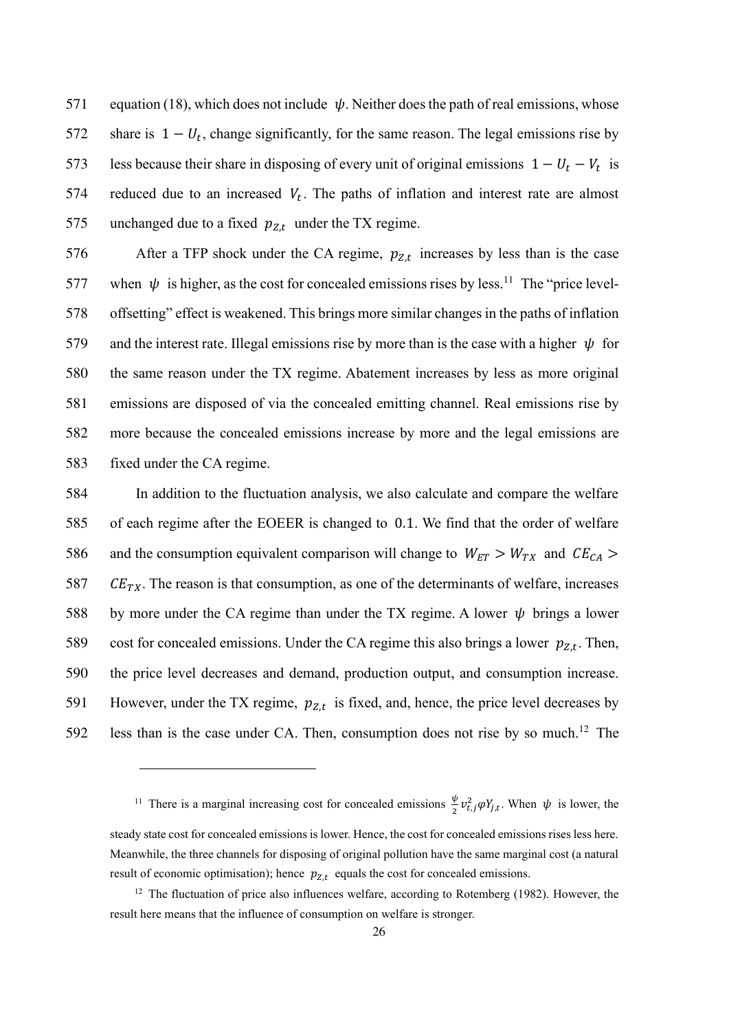equation (18), which does not include $\psi$. Neither does the path of real emissions, whose share is $1 - U_t$, change significantly, for the same reason. The legal emissions rise by less because their share in disposing of every unit of original emissions $1 - U_t - V_t$ is reduced due to an increased $V_t$. The paths of inflation and interest rate are almost unchanged due to a fixed $p_{Z,t}$ under the TX regime.

After a TFP shock under the CA regime, $p_{Z,t}$ increases by less than is the case when $\psi$ is higher, as the cost for concealed emissions rises by less.[11] The "price level-offsetting" effect is weakened. This brings more similar changes in the paths of inflation and the interest rate. Illegal emissions rise by more than is the case with a higher $\psi$ for the same reason under the TX regime. Abatement increases by less as more original emissions are disposed of via the concealed emitting channel. Real emissions rise by more because the concealed emissions increase by more and the legal emissions are fixed under the CA regime.

In addition to the fluctuation analysis, we also calculate and compare the welfare of each regime after the EOEER is changed to $0.1$. We find that the order of welfare and the consumption equivalent comparison will change to $W_{ET} > W_{TX}$ and $CE_{CA} > CE_{TX}$. The reason is that consumption, as one of the determinants of welfare, increases by more under the CA regime than under the TX regime. A lower $\psi$ brings a lower cost for concealed emissions. Under the CA regime this also brings a lower $p_{Z,t}$. Then, the price level decreases and demand, production output, and consumption increase. However, under the TX regime, $p_{Z,t}$ is fixed, and, hence, the price level decreases by less than is the case under CA. Then, consumption does not rise by so much.[12] The

---

[11] There is a marginal increasing cost for concealed emissions $\frac{\psi}{2} v_{t,j}^2 \varphi Y_{j,t}$. When $\psi$ is lower, the steady state cost for concealed emissions is lower. Hence, the cost for concealed emissions rises less here. Meanwhile, the three channels for disposing of original pollution have the same marginal cost (a natural result of economic optimisation); hence $p_{Z,t}$ equals the cost for concealed emissions.

[12] The fluctuation of price also influences welfare, according to Rotemberg (1982). However, the result here means that the influence of consumption on welfare is stronger.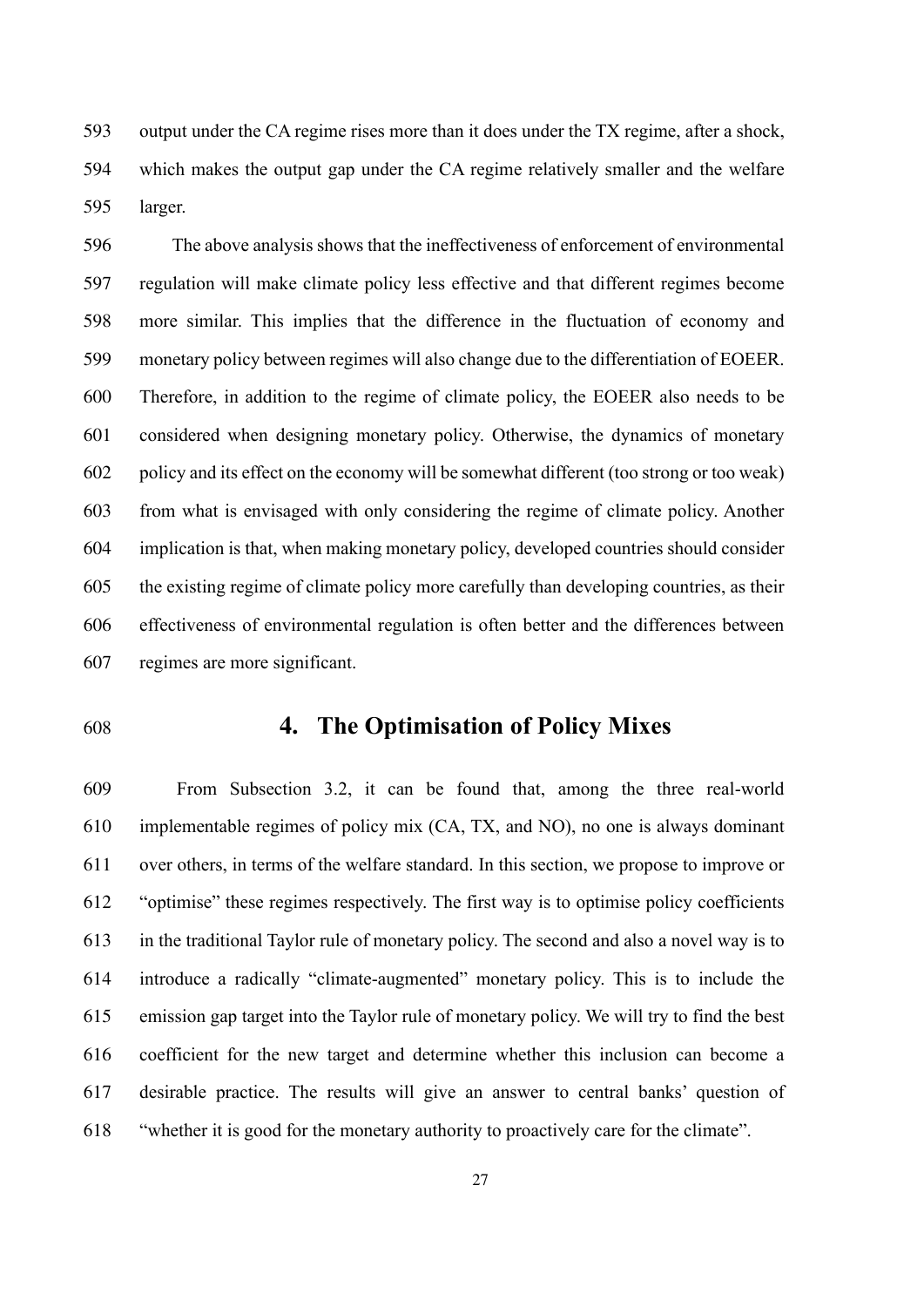output under the CA regime rises more than it does under the TX regime, after a shock, which makes the output gap under the CA regime relatively smaller and the welfare larger.

The above analysis shows that the ineffectiveness of enforcement of environmental regulation will make climate policy less effective and that different regimes become more similar. This implies that the difference in the fluctuation of economy and monetary policy between regimes will also change due to the differentiation of EOEER. Therefore, in addition to the regime of climate policy, the EOEER also needs to be considered when designing monetary policy. Otherwise, the dynamics of monetary policy and its effect on the economy will be somewhat different (too strong or too weak) from what is envisaged with only considering the regime of climate policy. Another implication is that, when making monetary policy, developed countries should consider the existing regime of climate policy more carefully than developing countries, as their effectiveness of environmental regulation is often better and the differences between regimes are more significant.

# 4. The Optimisation of Policy Mixes

From Subsection 3.2, it can be found that, among the three real-world implementable regimes of policy mix (CA, TX, and NO), no one is always dominant over others, in terms of the welfare standard. In this section, we propose to improve or "optimise" these regimes respectively. The first way is to optimise policy coefficients in the traditional Taylor rule of monetary policy. The second and also a novel way is to introduce a radically "climate-augmented" monetary policy. This is to include the emission gap target into the Taylor rule of monetary policy. We will try to find the best coefficient for the new target and determine whether this inclusion can become a desirable practice. The results will give an answer to central banks' question of "whether it is good for the monetary authority to proactively care for the climate".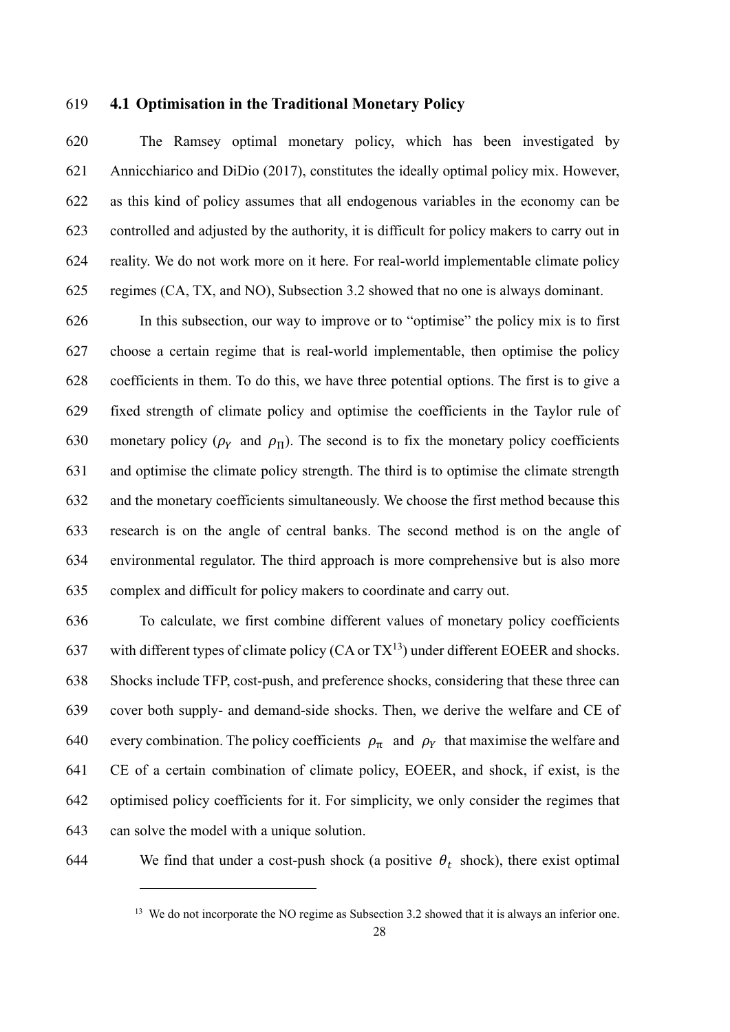### 4.1 Optimisation in the Traditional Monetary Policy

The Ramsey optimal monetary policy, which has been investigated by Annicchiarico and DiDio (2017), constitutes the ideally optimal policy mix. However, as this kind of policy assumes that all endogenous variables in the economy can be controlled and adjusted by the authority, it is difficult for policy makers to carry out in reality. We do not work more on it here. For real-world implementable climate policy regimes (CA, TX, and NO), Subsection 3.2 showed that no one is always dominant.

In this subsection, our way to improve or to "optimise" the policy mix is to first choose a certain regime that is real-world implementable, then optimise the policy coefficients in them. To do this, we have three potential options. The first is to give a fixed strength of climate policy and optimise the coefficients in the Taylor rule of monetary policy ($\rho_Y$ and $\rho_\Pi$). The second is to fix the monetary policy coefficients and optimise the climate policy strength. The third is to optimise the climate strength and the monetary coefficients simultaneously. We choose the first method because this research is on the angle of central banks. The second method is on the angle of environmental regulator. The third approach is more comprehensive but is also more complex and difficult for policy makers to coordinate and carry out.

To calculate, we first combine different values of monetary policy coefficients with different types of climate policy (CA or TX[13]) under different EOEER and shocks. Shocks include TFP, cost-push, and preference shocks, considering that these three can cover both supply- and demand-side shocks. Then, we derive the welfare and CE of every combination. The policy coefficients $\rho_\pi$ and $\rho_Y$ that maximise the welfare and CE of a certain combination of climate policy, EOEER, and shock, if exist, is the optimised policy coefficients for it. For simplicity, we only consider the regimes that can solve the model with a unique solution.

We find that under a cost-push shock (a positive $\theta_t$ shock), there exist optimal

[13] We do not incorporate the NO regime as Subsection 3.2 showed that it is always an inferior one.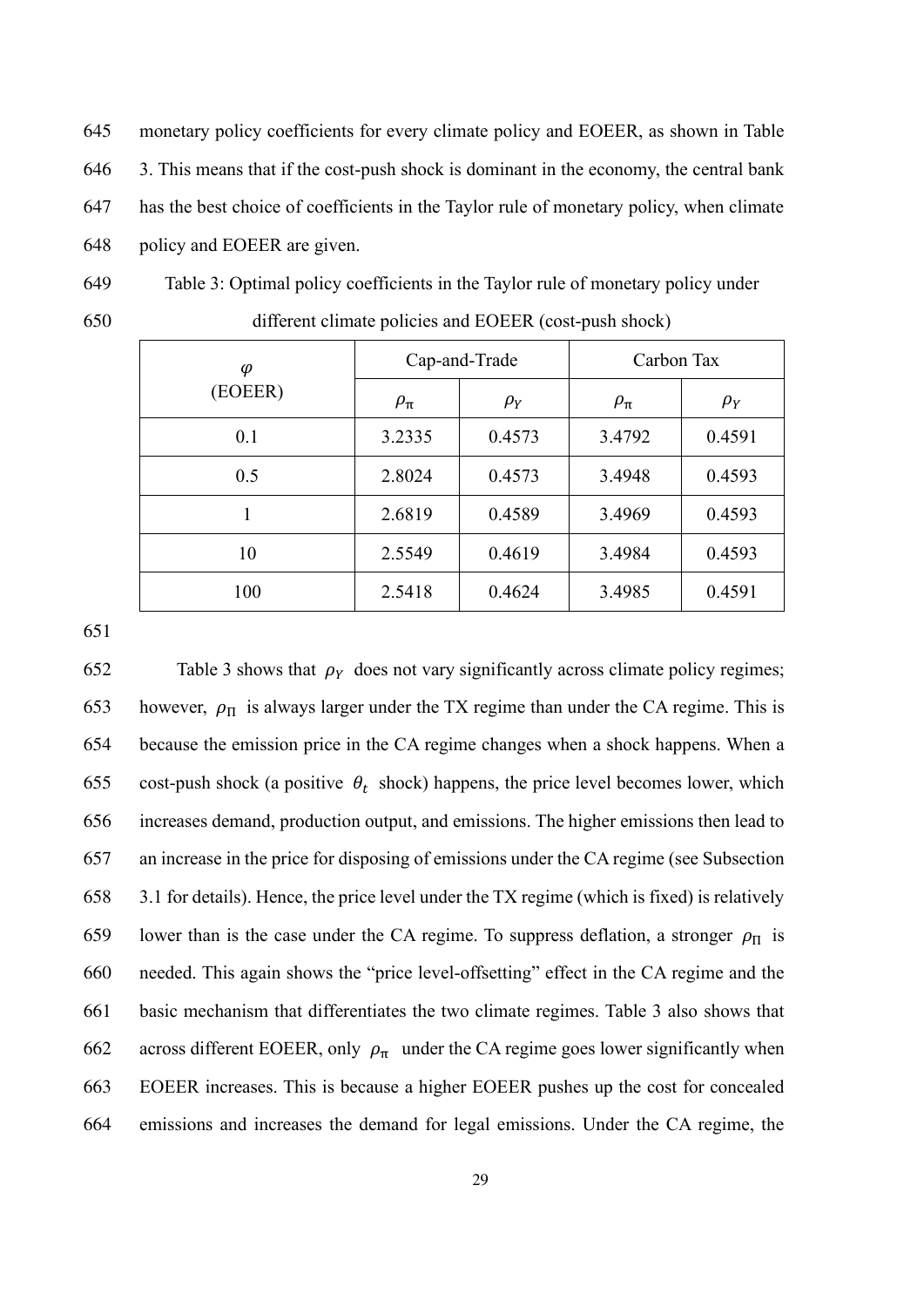monetary policy coefficients for every climate policy and EOEER, as shown in Table 3. This means that if the cost-push shock is dominant in the economy, the central bank has the best choice of coefficients in the Taylor rule of monetary policy, when climate policy and EOEER are given.

Table 3: Optimal policy coefficients in the Taylor rule of monetary policy under different climate policies and EOEER (cost-push shock)

| $\varphi$ (EOEER) | Cap-and-Trade | | Carbon Tax | |
|---|---|---|---|---|
| | $\rho_{\pi}$ | $\rho_Y$ | $\rho_{\pi}$ | $\rho_Y$ |
| 0.1 | 3.2335 | 0.4573 | 3.4792 | 0.4591 |
| 0.5 | 2.8024 | 0.4573 | 3.4948 | 0.4593 |
| 1 | 2.6819 | 0.4589 | 3.4969 | 0.4593 |
| 10 | 2.5549 | 0.4619 | 3.4984 | 0.4593 |
| 100 | 2.5418 | 0.4624 | 3.4985 | 0.4591 |

Table 3 shows that $\rho_Y$ does not vary significantly across climate policy regimes; however, $\rho_\Pi$ is always larger under the TX regime than under the CA regime. This is because the emission price in the CA regime changes when a shock happens. When a cost-push shock (a positive $\theta_t$ shock) happens, the price level becomes lower, which increases demand, production output, and emissions. The higher emissions then lead to an increase in the price for disposing of emissions under the CA regime (see Subsection 3.1 for details). Hence, the price level under the TX regime (which is fixed) is relatively lower than is the case under the CA regime. To suppress deflation, a stronger $\rho_\Pi$ is needed. This again shows the "price level-offsetting" effect in the CA regime and the basic mechanism that differentiates the two climate regimes. Table 3 also shows that across different EOEER, only $\rho_\pi$ under the CA regime goes lower significantly when EOEER increases. This is because a higher EOEER pushes up the cost for concealed emissions and increases the demand for legal emissions. Under the CA regime, the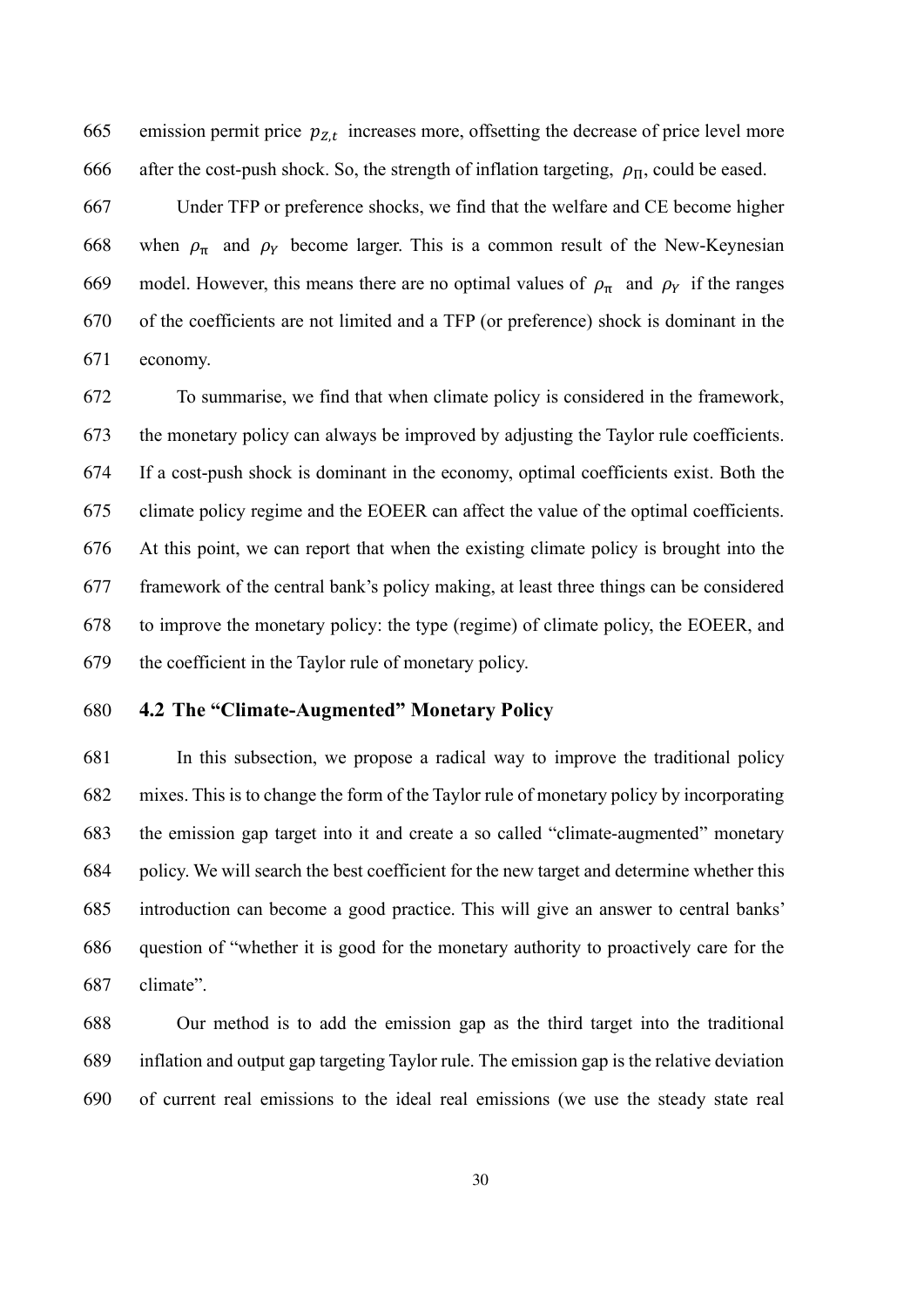emission permit price $p_{Z,t}$ increases more, offsetting the decrease of price level more after the cost-push shock. So, the strength of inflation targeting, $\rho_{\Pi}$, could be eased.

Under TFP or preference shocks, we find that the welfare and CE become higher when $\rho_{\pi}$ and $\rho_{Y}$ become larger. This is a common result of the New-Keynesian model. However, this means there are no optimal values of $\rho_{\pi}$ and $\rho_{Y}$ if the ranges of the coefficients are not limited and a TFP (or preference) shock is dominant in the economy.

To summarise, we find that when climate policy is considered in the framework, the monetary policy can always be improved by adjusting the Taylor rule coefficients. If a cost-push shock is dominant in the economy, optimal coefficients exist. Both the climate policy regime and the EOEER can affect the value of the optimal coefficients. At this point, we can report that when the existing climate policy is brought into the framework of the central bank's policy making, at least three things can be considered to improve the monetary policy: the type (regime) of climate policy, the EOEER, and the coefficient in the Taylor rule of monetary policy.

### 4.2 The "Climate-Augmented" Monetary Policy

In this subsection, we propose a radical way to improve the traditional policy mixes. This is to change the form of the Taylor rule of monetary policy by incorporating the emission gap target into it and create a so called "climate-augmented" monetary policy. We will search the best coefficient for the new target and determine whether this introduction can become a good practice. This will give an answer to central banks' question of "whether it is good for the monetary authority to proactively care for the climate".

Our method is to add the emission gap as the third target into the traditional inflation and output gap targeting Taylor rule. The emission gap is the relative deviation of current real emissions to the ideal real emissions (we use the steady state real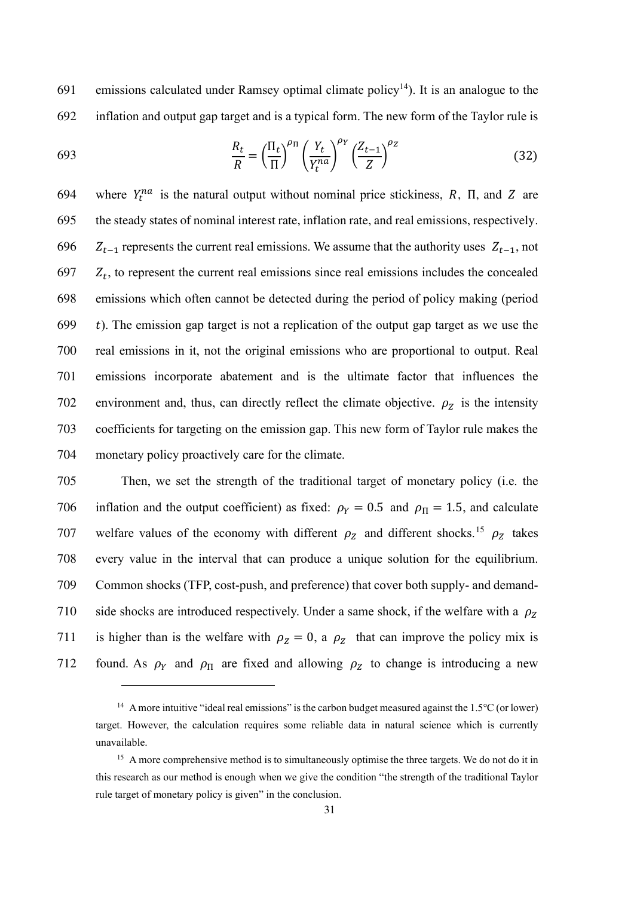emissions calculated under Ramsey optimal climate policy[14]). It is an analogue to the inflation and output gap target and is a typical form. The new form of the Taylor rule is

$$\frac{R_t}{R} = \left(\frac{\Pi_t}{\Pi}\right)^{\rho_\Pi} \left(\frac{Y_t}{Y_t^{na}}\right)^{\rho_Y} \left(\frac{Z_{t-1}}{Z}\right)^{\rho_Z} \tag{32}$$

where $Y_t^{na}$ is the natural output without nominal price stickiness, $R$, $\Pi$, and $Z$ are the steady states of nominal interest rate, inflation rate, and real emissions, respectively. $Z_{t-1}$ represents the current real emissions. We assume that the authority uses $Z_{t-1}$, not $Z_t$, to represent the current real emissions since real emissions includes the concealed emissions which often cannot be detected during the period of policy making (period $t$). The emission gap target is not a replication of the output gap target as we use the real emissions in it, not the original emissions who are proportional to output. Real emissions incorporate abatement and is the ultimate factor that influences the environment and, thus, can directly reflect the climate objective. $\rho_Z$ is the intensity coefficients for targeting on the emission gap. This new form of Taylor rule makes the monetary policy proactively care for the climate.

Then, we set the strength of the traditional target of monetary policy (i.e. the inflation and the output coefficient) as fixed: $\rho_Y = 0.5$ and $\rho_\Pi = 1.5$, and calculate welfare values of the economy with different $\rho_Z$ and different shocks.[15] $\rho_Z$ takes every value in the interval that can produce a unique solution for the equilibrium. Common shocks (TFP, cost-push, and preference) that cover both supply- and demand-side shocks are introduced respectively. Under a same shock, if the welfare with a $\rho_Z$ is higher than is the welfare with $\rho_Z = 0$, a $\rho_Z$ that can improve the policy mix is found. As $\rho_Y$ and $\rho_\Pi$ are fixed and allowing $\rho_Z$ to change is introducing a new

---

[14] A more intuitive "ideal real emissions" is the carbon budget measured against the 1.5°C (or lower) target. However, the calculation requires some reliable data in natural science which is currently unavailable.

[15] A more comprehensive method is to simultaneously optimise the three targets. We do not do it in this research as our method is enough when we give the condition "the strength of the traditional Taylor rule target of monetary policy is given" in the conclusion.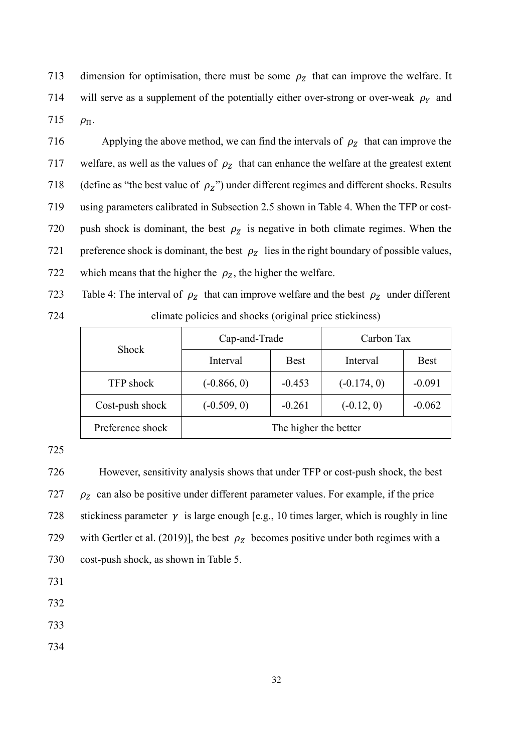dimension for optimisation, there must be some $\rho_Z$ that can improve the welfare. It will serve as a supplement of the potentially either over-strong or over-weak $\rho_Y$ and $\rho_\Pi$.

Applying the above method, we can find the intervals of $\rho_Z$ that can improve the welfare, as well as the values of $\rho_Z$ that can enhance the welfare at the greatest extent (define as "the best value of $\rho_Z$") under different regimes and different shocks. Results using parameters calibrated in Subsection 2.5 shown in Table 4. When the TFP or cost-push shock is dominant, the best $\rho_Z$ is negative in both climate regimes. When the preference shock is dominant, the best $\rho_Z$ lies in the right boundary of possible values, which means that the higher the $\rho_Z$, the higher the welfare.

Table 4: The interval of $\rho_Z$ that can improve welfare and the best $\rho_Z$ under different climate policies and shocks (original price stickiness)

| Shock | Cap-and-Trade | | Carbon Tax | |
|---|---|---|---|---|
| | Interval | Best | Interval | Best |
| TFP shock | (-0.866, 0) | -0.453 | (-0.174, 0) | -0.091 |
| Cost-push shock | (-0.509, 0) | -0.261 | (-0.12, 0) | -0.062 |
| Preference shock | The higher the better | | | |

However, sensitivity analysis shows that under TFP or cost-push shock, the best $\rho_Z$ can also be positive under different parameter values. For example, if the price stickiness parameter $\gamma$ is large enough [e.g., 10 times larger, which is roughly in line with Gertler et al. (2019)], the best $\rho_Z$ becomes positive under both regimes with a cost-push shock, as shown in Table 5.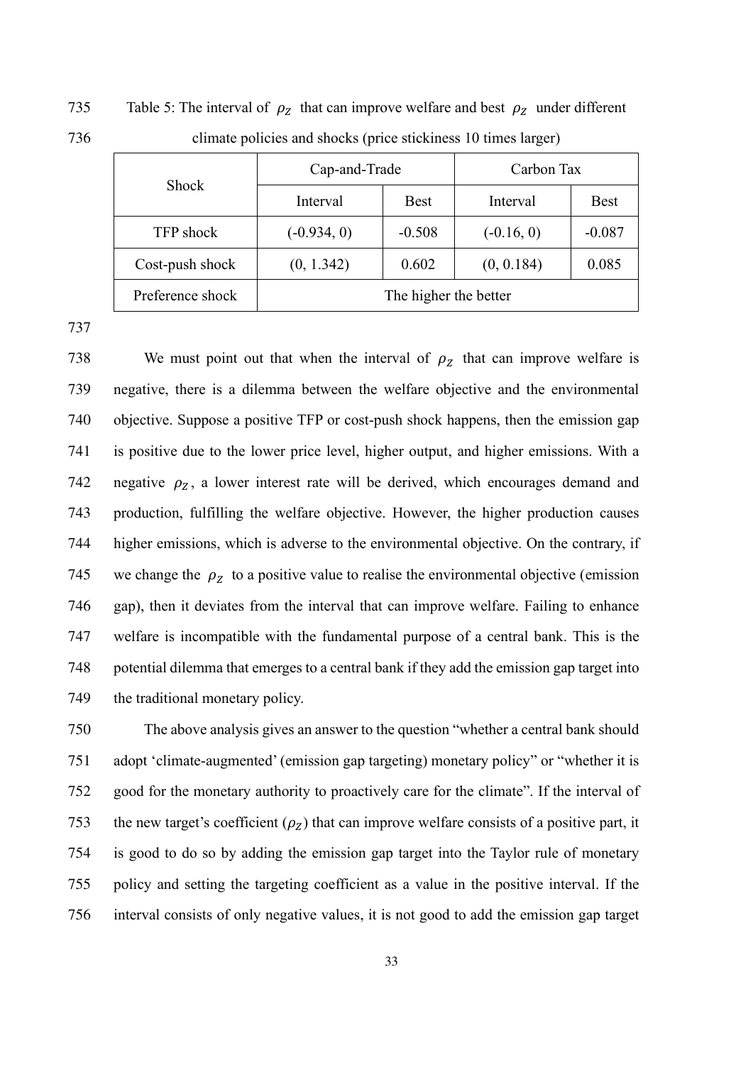Table 5: The interval of $\rho_Z$ that can improve welfare and best $\rho_Z$ under different climate policies and shocks (price stickiness 10 times larger)

| Shock | Cap-and-Trade | | Carbon Tax | |
|---|---|---|---|---|
| | Interval | Best | Interval | Best |
| TFP shock | (-0.934, 0) | -0.508 | (-0.16, 0) | -0.087 |
| Cost-push shock | (0, 1.342) | 0.602 | (0, 0.184) | 0.085 |
| Preference shock | The higher the better | | | |

We must point out that when the interval of $\rho_Z$ that can improve welfare is negative, there is a dilemma between the welfare objective and the environmental objective. Suppose a positive TFP or cost-push shock happens, then the emission gap is positive due to the lower price level, higher output, and higher emissions. With a negative $\rho_Z$, a lower interest rate will be derived, which encourages demand and production, fulfilling the welfare objective. However, the higher production causes higher emissions, which is adverse to the environmental objective. On the contrary, if we change the $\rho_Z$ to a positive value to realise the environmental objective (emission gap), then it deviates from the interval that can improve welfare. Failing to enhance welfare is incompatible with the fundamental purpose of a central bank. This is the potential dilemma that emerges to a central bank if they add the emission gap target into the traditional monetary policy.

The above analysis gives an answer to the question "whether a central bank should adopt 'climate-augmented' (emission gap targeting) monetary policy" or "whether it is good for the monetary authority to proactively care for the climate". If the interval of the new target's coefficient ($\rho_Z$) that can improve welfare consists of a positive part, it is good to do so by adding the emission gap target into the Taylor rule of monetary policy and setting the targeting coefficient as a value in the positive interval. If the interval consists of only negative values, it is not good to add the emission gap target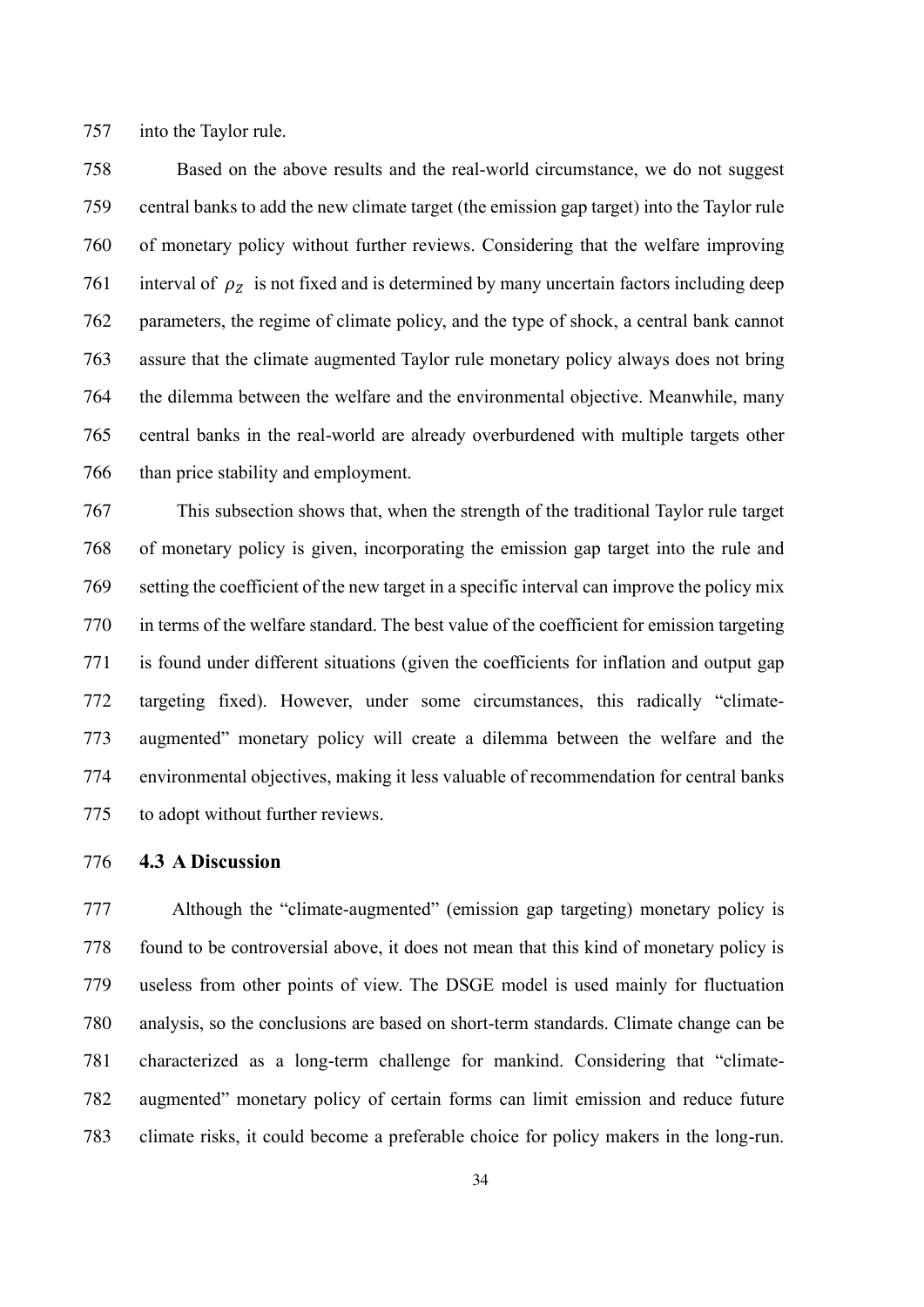into the Taylor rule.

Based on the above results and the real-world circumstance, we do not suggest central banks to add the new climate target (the emission gap target) into the Taylor rule of monetary policy without further reviews. Considering that the welfare improving interval of $\rho_Z$ is not fixed and is determined by many uncertain factors including deep parameters, the regime of climate policy, and the type of shock, a central bank cannot assure that the climate augmented Taylor rule monetary policy always does not bring the dilemma between the welfare and the environmental objective. Meanwhile, many central banks in the real-world are already overburdened with multiple targets other than price stability and employment.

This subsection shows that, when the strength of the traditional Taylor rule target of monetary policy is given, incorporating the emission gap target into the rule and setting the coefficient of the new target in a specific interval can improve the policy mix in terms of the welfare standard. The best value of the coefficient for emission targeting is found under different situations (given the coefficients for inflation and output gap targeting fixed). However, under some circumstances, this radically "climate-augmented" monetary policy will create a dilemma between the welfare and the environmental objectives, making it less valuable of recommendation for central banks to adopt without further reviews.

### 4.3 A Discussion

Although the "climate-augmented" (emission gap targeting) monetary policy is found to be controversial above, it does not mean that this kind of monetary policy is useless from other points of view. The DSGE model is used mainly for fluctuation analysis, so the conclusions are based on short-term standards. Climate change can be characterized as a long-term challenge for mankind. Considering that "climate-augmented" monetary policy of certain forms can limit emission and reduce future climate risks, it could become a preferable choice for policy makers in the long-run.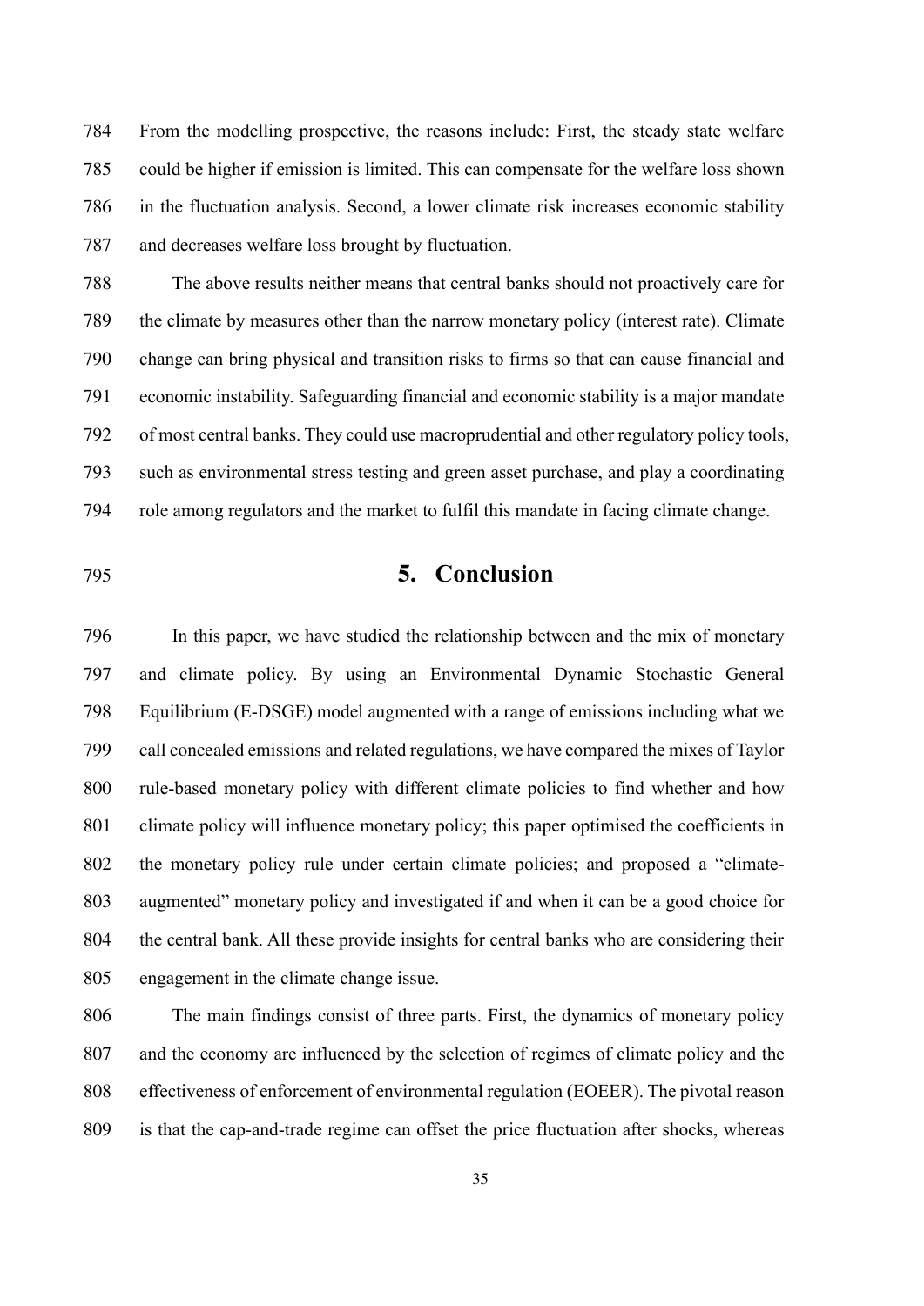From the modelling prospective, the reasons include: First, the steady state welfare could be higher if emission is limited. This can compensate for the welfare loss shown in the fluctuation analysis. Second, a lower climate risk increases economic stability and decreases welfare loss brought by fluctuation.

The above results neither means that central banks should not proactively care for the climate by measures other than the narrow monetary policy (interest rate). Climate change can bring physical and transition risks to firms so that can cause financial and economic instability. Safeguarding financial and economic stability is a major mandate of most central banks. They could use macroprudential and other regulatory policy tools, such as environmental stress testing and green asset purchase, and play a coordinating role among regulators and the market to fulfil this mandate in facing climate change.

# 5. Conclusion

In this paper, we have studied the relationship between and the mix of monetary and climate policy. By using an Environmental Dynamic Stochastic General Equilibrium (E-DSGE) model augmented with a range of emissions including what we call concealed emissions and related regulations, we have compared the mixes of Taylor rule-based monetary policy with different climate policies to find whether and how climate policy will influence monetary policy; this paper optimised the coefficients in the monetary policy rule under certain climate policies; and proposed a "climate-augmented" monetary policy and investigated if and when it can be a good choice for the central bank. All these provide insights for central banks who are considering their engagement in the climate change issue.

The main findings consist of three parts. First, the dynamics of monetary policy and the economy are influenced by the selection of regimes of climate policy and the effectiveness of enforcement of environmental regulation (EOEER). The pivotal reason is that the cap-and-trade regime can offset the price fluctuation after shocks, whereas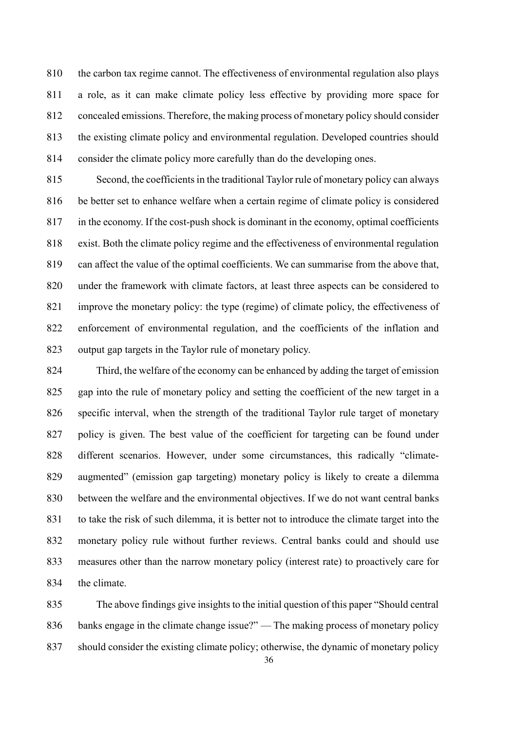the carbon tax regime cannot. The effectiveness of environmental regulation also plays a role, as it can make climate policy less effective by providing more space for concealed emissions. Therefore, the making process of monetary policy should consider the existing climate policy and environmental regulation. Developed countries should consider the climate policy more carefully than do the developing ones.

Second, the coefficients in the traditional Taylor rule of monetary policy can always be better set to enhance welfare when a certain regime of climate policy is considered in the economy. If the cost-push shock is dominant in the economy, optimal coefficients exist. Both the climate policy regime and the effectiveness of environmental regulation can affect the value of the optimal coefficients. We can summarise from the above that, under the framework with climate factors, at least three aspects can be considered to improve the monetary policy: the type (regime) of climate policy, the effectiveness of enforcement of environmental regulation, and the coefficients of the inflation and output gap targets in the Taylor rule of monetary policy.

Third, the welfare of the economy can be enhanced by adding the target of emission gap into the rule of monetary policy and setting the coefficient of the new target in a specific interval, when the strength of the traditional Taylor rule target of monetary policy is given. The best value of the coefficient for targeting can be found under different scenarios. However, under some circumstances, this radically "climate-augmented" (emission gap targeting) monetary policy is likely to create a dilemma between the welfare and the environmental objectives. If we do not want central banks to take the risk of such dilemma, it is better not to introduce the climate target into the monetary policy rule without further reviews. Central banks could and should use measures other than the narrow monetary policy (interest rate) to proactively care for the climate.

The above findings give insights to the initial question of this paper "Should central banks engage in the climate change issue?" — The making process of monetary policy should consider the existing climate policy; otherwise, the dynamic of monetary policy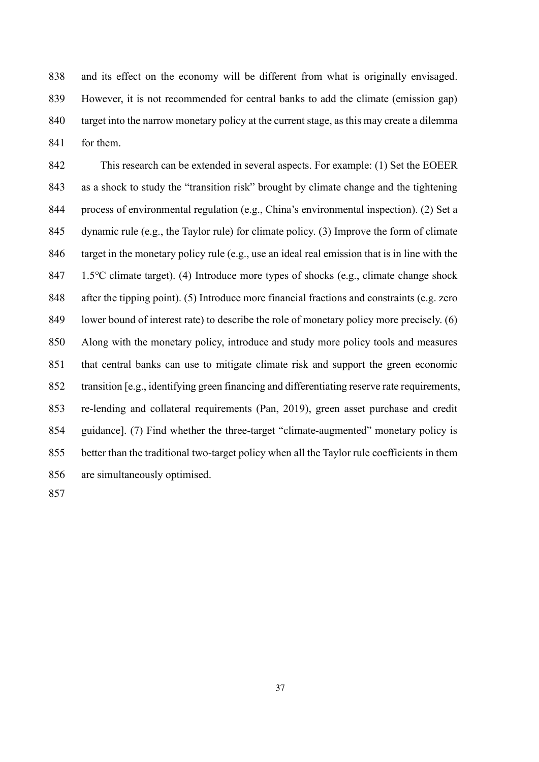and its effect on the economy will be different from what is originally envisaged. However, it is not recommended for central banks to add the climate (emission gap) target into the narrow monetary policy at the current stage, as this may create a dilemma for them.

This research can be extended in several aspects. For example: (1) Set the EOEER as a shock to study the "transition risk" brought by climate change and the tightening process of environmental regulation (e.g., China's environmental inspection). (2) Set a dynamic rule (e.g., the Taylor rule) for climate policy. (3) Improve the form of climate target in the monetary policy rule (e.g., use an ideal real emission that is in line with the 1.5℃ climate target). (4) Introduce more types of shocks (e.g., climate change shock after the tipping point). (5) Introduce more financial fractions and constraints (e.g. zero lower bound of interest rate) to describe the role of monetary policy more precisely. (6) Along with the monetary policy, introduce and study more policy tools and measures that central banks can use to mitigate climate risk and support the green economic transition [e.g., identifying green financing and differentiating reserve rate requirements, re-lending and collateral requirements (Pan, 2019), green asset purchase and credit guidance]. (7) Find whether the three-target "climate-augmented" monetary policy is better than the traditional two-target policy when all the Taylor rule coefficients in them are simultaneously optimised.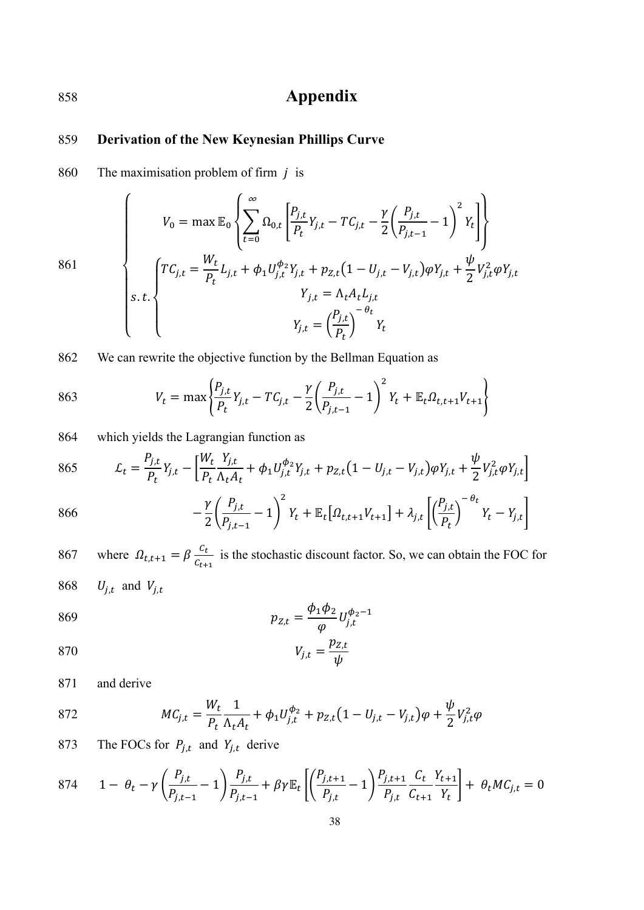# Appendix

## Derivation of the New Keynesian Phillips Curve

The maximisation problem of firm $j$ is

$$
\begin{cases}
V_0 = \max \mathbb{E}_0 \left\{ \sum_{t=0}^{\infty} \Omega_{0,t} \left[ \frac{P_{j,t}}{P_t} Y_{j,t} - TC_{j,t} - \frac{\gamma}{2} \left( \frac{P_{j,t}}{P_{j,t-1}} - 1 \right)^2 Y_t \right] \right\} \\
s.t. \begin{cases}
TC_{j,t} = \frac{W_t}{P_t} L_{j,t} + \phi_1 U_{j,t}^{\phi_2} Y_{j,t} + p_{Z,t} \left( 1 - U_{j,t} - V_{j,t} \right) \varphi Y_{j,t} + \frac{\psi}{2} V_{j,t}^2 \varphi Y_{j,t} \\
Y_{j,t} = \Lambda_t A_t L_{j,t} \\
Y_{j,t} = \left( \frac{P_{j,t}}{P_t} \right)^{-\theta_t} Y_t
\end{cases}
\end{cases}
$$

We can rewrite the objective function by the Bellman Equation as

$$
V_t = \max \left\{ \frac{P_{j,t}}{P_t} Y_{j,t} - TC_{j,t} - \frac{\gamma}{2} \left( \frac{P_{j,t}}{P_{j,t-1}} - 1 \right)^2 Y_t + \mathbb{E}_t \Omega_{t,t+1} V_{t+1} \right\}
$$

which yields the Lagrangian function as

$$
\mathcal{L}_t = \frac{P_{j,t}}{P_t} Y_{j,t} - \left[ \frac{W_t}{P_t} \frac{Y_{j,t}}{\Lambda_t A_t} + \phi_1 U_{j,t}^{\phi_2} Y_{j,t} + p_{Z,t} \left( 1 - U_{j,t} - V_{j,t} \right) \varphi Y_{j,t} + \frac{\psi}{2} V_{j,t}^2 \varphi Y_{j,t} \right]
$$

$$
- \frac{\gamma}{2} \left( \frac{P_{j,t}}{P_{j,t-1}} - 1 \right)^2 Y_t + \mathbb{E}_t \left[ \Omega_{t,t+1} V_{t+1} \right] + \lambda_{j,t} \left[ \left( \frac{P_{j,t}}{P_t} \right)^{-\theta_t} Y_t - Y_{j,t} \right]
$$

where $\Omega_{t,t+1} = \beta \frac{C_t}{C_{t+1}}$ is the stochastic discount factor. So, we can obtain the FOC for $U_{j,t}$ and $V_{j,t}$

$$
p_{Z,t} = \frac{\phi_1 \phi_2}{\varphi} U_{j,t}^{\phi_2 - 1}
$$

$$
V_{j,t} = \frac{p_{Z,t}}{\psi}
$$

and derive

$$
MC_{j,t} = \frac{W_t}{P_t} \frac{1}{\Lambda_t A_t} + \phi_1 U_{j,t}^{\phi_2} + p_{Z,t} \left( 1 - U_{j,t} - V_{j,t} \right) \varphi + \frac{\psi}{2} V_{j,t}^2 \varphi
$$

The FOCs for $P_{j,t}$ and $Y_{j,t}$ derive

$$
1 - \theta_t - \gamma \left( \frac{P_{j,t}}{P_{j,t-1}} - 1 \right) \frac{P_{j,t}}{P_{j,t-1}} + \beta \gamma \mathbb{E}_t \left[ \left( \frac{P_{j,t+1}}{P_{j,t}} - 1 \right) \frac{P_{j,t+1}}{P_{j,t}} \frac{C_t}{C_{t+1}} \frac{Y_{t+1}}{Y_t} \right] + \theta_t MC_{j,t} = 0
$$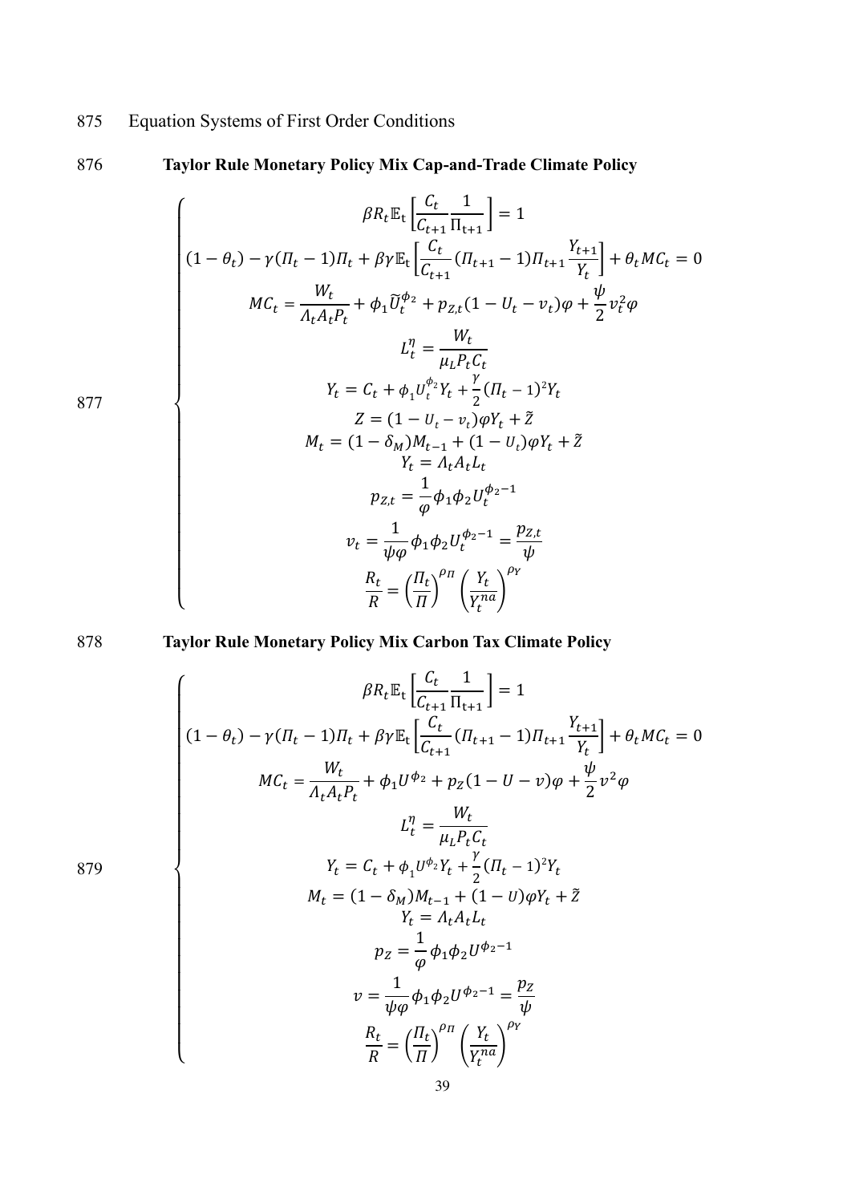875 Equation Systems of First Order Conditions

876 **Taylor Rule Monetary Policy Mix Cap-and-Trade Climate Policy**

877

$$
\begin{cases}
\beta R_t \mathbb{E}_t\left[\dfrac{C_t}{C_{t+1}}\dfrac{1}{\Pi_{t+1}}\right] = 1 \\
(1-\theta_t) - \gamma(\Pi_t - 1)\Pi_t + \beta\gamma\mathbb{E}_t\left[\dfrac{C_t}{C_{t+1}}(\Pi_{t+1}-1)\Pi_{t+1}\dfrac{Y_{t+1}}{Y_t}\right] + \theta_t MC_t = 0 \\
MC_t = \dfrac{W_t}{\Lambda_t A_t P_t} + \phi_1 \widetilde{U}_t^{\phi_2} + p_{Z,t}(1 - U_t - v_t)\varphi + \dfrac{\psi}{2}v_t^2\varphi \\
L_t^{\eta} = \dfrac{W_t}{\mu_L P_t C_t} \\
Y_t = C_t + \phi_1 U_t^{\phi_2} Y_t + \dfrac{\gamma}{2}(\Pi_t - 1)^2 Y_t \\
Z = (1 - U_t - v_t)\varphi Y_t + \tilde{Z} \\
M_t = (1-\delta_M)M_{t-1} + (1 - U_t)\varphi Y_t + \tilde{Z} \\
Y_t = \Lambda_t A_t L_t \\
p_{Z,t} = \dfrac{1}{\varphi}\phi_1\phi_2 U_t^{\phi_2 - 1} \\
v_t = \dfrac{1}{\psi\varphi}\phi_1\phi_2 U_t^{\phi_2-1} = \dfrac{p_{Z,t}}{\psi} \\
\dfrac{R_t}{R} = \left(\dfrac{\Pi_t}{\Pi}\right)^{\rho_\Pi}\left(\dfrac{Y_t}{Y_t^{na}}\right)^{\rho_Y}
\end{cases}
$$

878 **Taylor Rule Monetary Policy Mix Carbon Tax Climate Policy**

879

$$
\begin{cases}
\beta R_t \mathbb{E}_t\left[\dfrac{C_t}{C_{t+1}}\dfrac{1}{\Pi_{t+1}}\right] = 1 \\
(1-\theta_t) - \gamma(\Pi_t - 1)\Pi_t + \beta\gamma\mathbb{E}_t\left[\dfrac{C_t}{C_{t+1}}(\Pi_{t+1}-1)\Pi_{t+1}\dfrac{Y_{t+1}}{Y_t}\right] + \theta_t MC_t = 0 \\
MC_t = \dfrac{W_t}{\Lambda_t A_t P_t} + \phi_1 U^{\phi_2} + p_Z(1 - U - v)\varphi + \dfrac{\psi}{2}v^2\varphi \\
L_t^{\eta} = \dfrac{W_t}{\mu_L P_t C_t} \\
Y_t = C_t + \phi_1 U^{\phi_2} Y_t + \dfrac{\gamma}{2}(\Pi_t - 1)^2 Y_t \\
M_t = (1-\delta_M)M_{t-1} + (1 - U)\varphi Y_t + \tilde{Z} \\
Y_t = \Lambda_t A_t L_t \\
p_Z = \dfrac{1}{\varphi}\phi_1\phi_2 U^{\phi_2 - 1} \\
v = \dfrac{1}{\psi\varphi}\phi_1\phi_2 U^{\phi_2-1} = \dfrac{p_Z}{\psi} \\
\dfrac{R_t}{R} = \left(\dfrac{\Pi_t}{\Pi}\right)^{\rho_\Pi}\left(\dfrac{Y_t}{Y_t^{na}}\right)^{\rho_Y}
\end{cases}
$$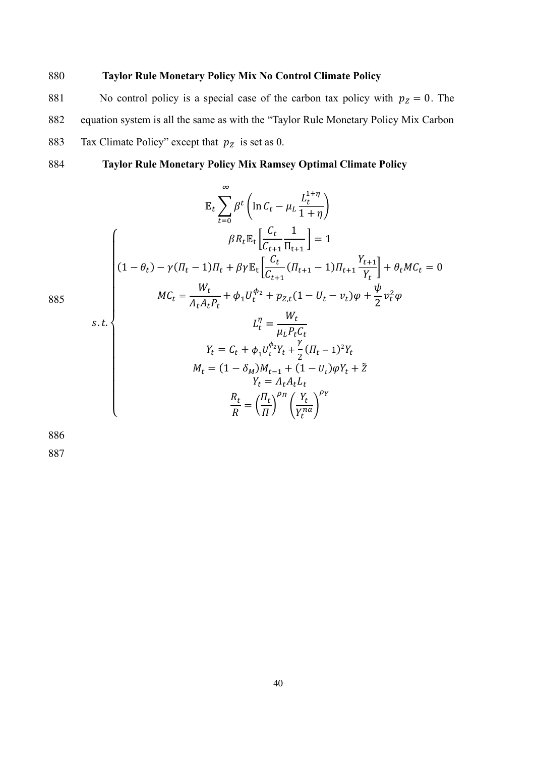**Taylor Rule Monetary Policy Mix No Control Climate Policy**

No control policy is a special case of the carbon tax policy with $p_Z = 0$. The equation system is all the same as with the "Taylor Rule Monetary Policy Mix Carbon Tax Climate Policy" except that $p_Z$ is set as 0.

**Taylor Rule Monetary Policy Mix Ramsey Optimal Climate Policy**

$$
\mathbb{E}_t \sum_{t=0}^{\infty} \beta^t \left( \ln C_t - \mu_L \frac{L_t^{1+\eta}}{1+\eta} \right)
$$

$$
s.t. \begin{cases}
\beta R_t \mathbb{E}_t \left[ \dfrac{C_t}{C_{t+1}} \dfrac{1}{\Pi_{t+1}} \right] = 1 \\
(1-\theta_t) - \gamma(\Pi_t - 1)\Pi_t + \beta\gamma \mathbb{E}_t \left[ \dfrac{C_t}{C_{t+1}} (\Pi_{t+1} - 1)\Pi_{t+1} \dfrac{Y_{t+1}}{Y_t} \right] + \theta_t MC_t = 0 \\
MC_t = \dfrac{W_t}{\Lambda_t A_t P_t} + \phi_1 U_t^{\phi_2} + p_{Z,t}(1 - U_t - v_t)\varphi + \dfrac{\psi}{2} v_t^2 \varphi \\
L_t^{\eta} = \dfrac{W_t}{\mu_L P_t C_t} \\
Y_t = C_t + \phi_1 U_t^{\phi_2} Y_t + \dfrac{\gamma}{2} (\Pi_t - 1)^2 Y_t \\
M_t = (1 - \delta_M) M_{t-1} + (1 - U_t)\varphi Y_t + \tilde{Z} \\
Y_t = \Lambda_t A_t L_t \\
\dfrac{R_t}{R} = \left( \dfrac{\Pi_t}{\Pi} \right)^{\rho_\Pi} \left( \dfrac{Y_t}{Y_t^{na}} \right)^{\rho_Y}
\end{cases}
$$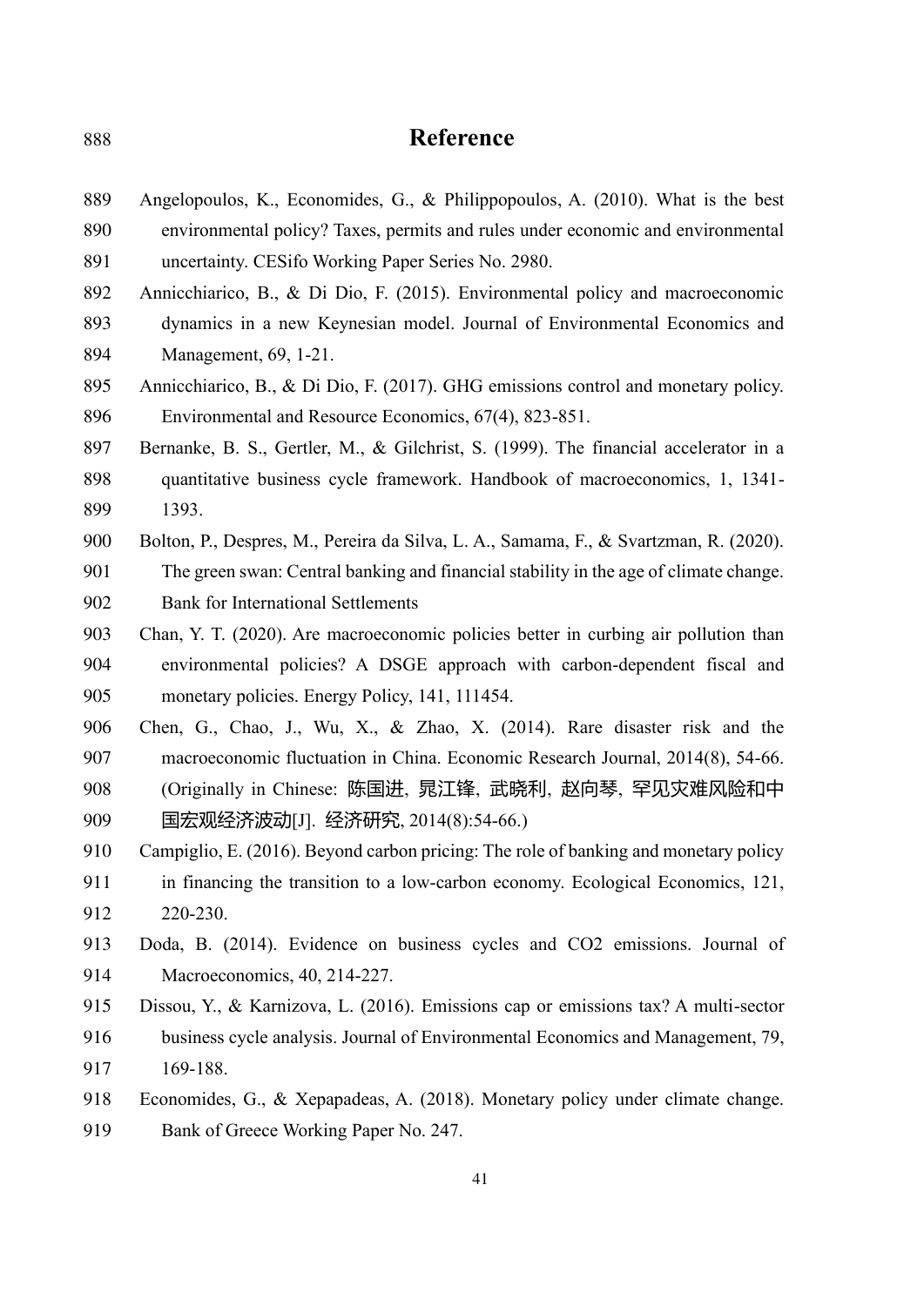# Reference

Angelopoulos, K., Economides, G., & Philippopoulos, A. (2010). What is the best environmental policy? Taxes, permits and rules under economic and environmental uncertainty. CESifo Working Paper Series No. 2980.

Annicchiarico, B., & Di Dio, F. (2015). Environmental policy and macroeconomic dynamics in a new Keynesian model. Journal of Environmental Economics and Management, 69, 1-21.

Annicchiarico, B., & Di Dio, F. (2017). GHG emissions control and monetary policy. Environmental and Resource Economics, 67(4), 823-851.

Bernanke, B. S., Gertler, M., & Gilchrist, S. (1999). The financial accelerator in a quantitative business cycle framework. Handbook of macroeconomics, 1, 1341-1393.

Bolton, P., Despres, M., Pereira da Silva, L. A., Samama, F., & Svartzman, R. (2020). The green swan: Central banking and financial stability in the age of climate change. Bank for International Settlements

Chan, Y. T. (2020). Are macroeconomic policies better in curbing air pollution than environmental policies? A DSGE approach with carbon-dependent fiscal and monetary policies. Energy Policy, 141, 111454.

Chen, G., Chao, J., Wu, X., & Zhao, X. (2014). Rare disaster risk and the macroeconomic fluctuation in China. Economic Research Journal, 2014(8), 54-66. (Originally in Chinese: 陈国进, 晁江锋, 武晓利, 赵向琴, 罕见灾难风险和中国宏观经济波动[J]. 经济研究, 2014(8):54-66.)

Campiglio, E. (2016). Beyond carbon pricing: The role of banking and monetary policy in financing the transition to a low-carbon economy. Ecological Economics, 121, 220-230.

Doda, B. (2014). Evidence on business cycles and CO2 emissions. Journal of Macroeconomics, 40, 214-227.

Dissou, Y., & Karnizova, L. (2016). Emissions cap or emissions tax? A multi-sector business cycle analysis. Journal of Environmental Economics and Management, 79, 169-188.

Economides, G., & Xepapadeas, A. (2018). Monetary policy under climate change. Bank of Greece Working Paper No. 247.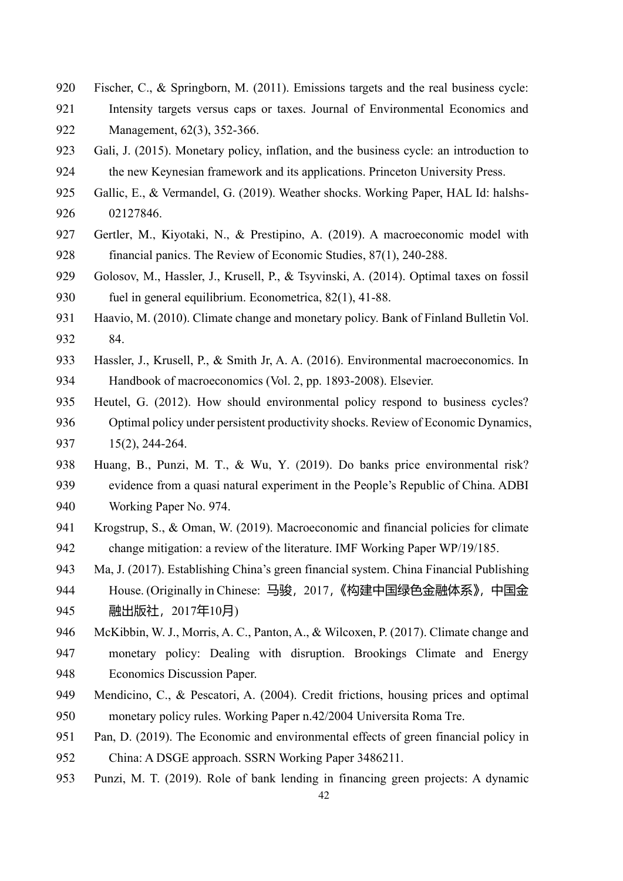Fischer, C., & Springborn, M. (2011). Emissions targets and the real business cycle: Intensity targets versus caps or taxes. Journal of Environmental Economics and Management, 62(3), 352-366.

Gali, J. (2015). Monetary policy, inflation, and the business cycle: an introduction to the new Keynesian framework and its applications. Princeton University Press.

Gallic, E., & Vermandel, G. (2019). Weather shocks. Working Paper, HAL Id: halshs-02127846.

Gertler, M., Kiyotaki, N., & Prestipino, A. (2019). A macroeconomic model with financial panics. The Review of Economic Studies, 87(1), 240-288.

Golosov, M., Hassler, J., Krusell, P., & Tsyvinski, A. (2014). Optimal taxes on fossil fuel in general equilibrium. Econometrica, 82(1), 41-88.

Haavio, M. (2010). Climate change and monetary policy. Bank of Finland Bulletin Vol. 84.

Hassler, J., Krusell, P., & Smith Jr, A. A. (2016). Environmental macroeconomics. In Handbook of macroeconomics (Vol. 2, pp. 1893-2008). Elsevier.

Heutel, G. (2012). How should environmental policy respond to business cycles? Optimal policy under persistent productivity shocks. Review of Economic Dynamics, 15(2), 244-264.

Huang, B., Punzi, M. T., & Wu, Y. (2019). Do banks price environmental risk? evidence from a quasi natural experiment in the People's Republic of China. ADBI Working Paper No. 974.

Krogstrup, S., & Oman, W. (2019). Macroeconomic and financial policies for climate change mitigation: a review of the literature. IMF Working Paper WP/19/185.

Ma, J. (2017). Establishing China's green financial system. China Financial Publishing House. (Originally in Chinese: 马骏，2017，《构建中国绿色金融体系》，中国金融出版社，2017年10月)

McKibbin, W. J., Morris, A. C., Panton, A., & Wilcoxen, P. (2017). Climate change and monetary policy: Dealing with disruption. Brookings Climate and Energy Economics Discussion Paper.

Mendicino, C., & Pescatori, A. (2004). Credit frictions, housing prices and optimal monetary policy rules. Working Paper n.42/2004 Universita Roma Tre.

Pan, D. (2019). The Economic and environmental effects of green financial policy in China: A DSGE approach. SSRN Working Paper 3486211.

Punzi, M. T. (2019). Role of bank lending in financing green projects: A dynamic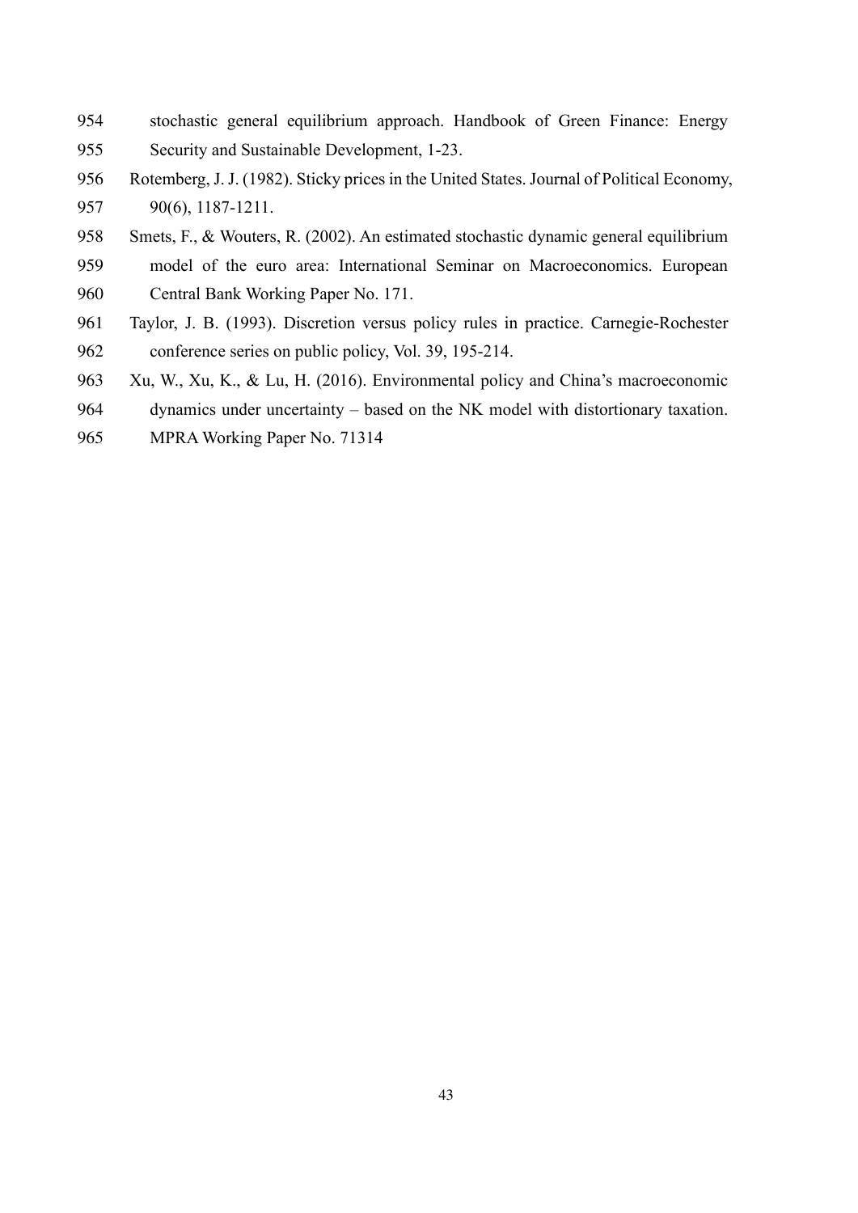stochastic general equilibrium approach. Handbook of Green Finance: Energy Security and Sustainable Development, 1-23.

Rotemberg, J. J. (1982). Sticky prices in the United States. Journal of Political Economy, 90(6), 1187-1211.

Smets, F., & Wouters, R. (2002). An estimated stochastic dynamic general equilibrium model of the euro area: International Seminar on Macroeconomics. European Central Bank Working Paper No. 171.

Taylor, J. B. (1993). Discretion versus policy rules in practice. Carnegie-Rochester conference series on public policy, Vol. 39, 195-214.

Xu, W., Xu, K., & Lu, H. (2016). Environmental policy and China's macroeconomic dynamics under uncertainty – based on the NK model with distortionary taxation. MPRA Working Paper No. 71314